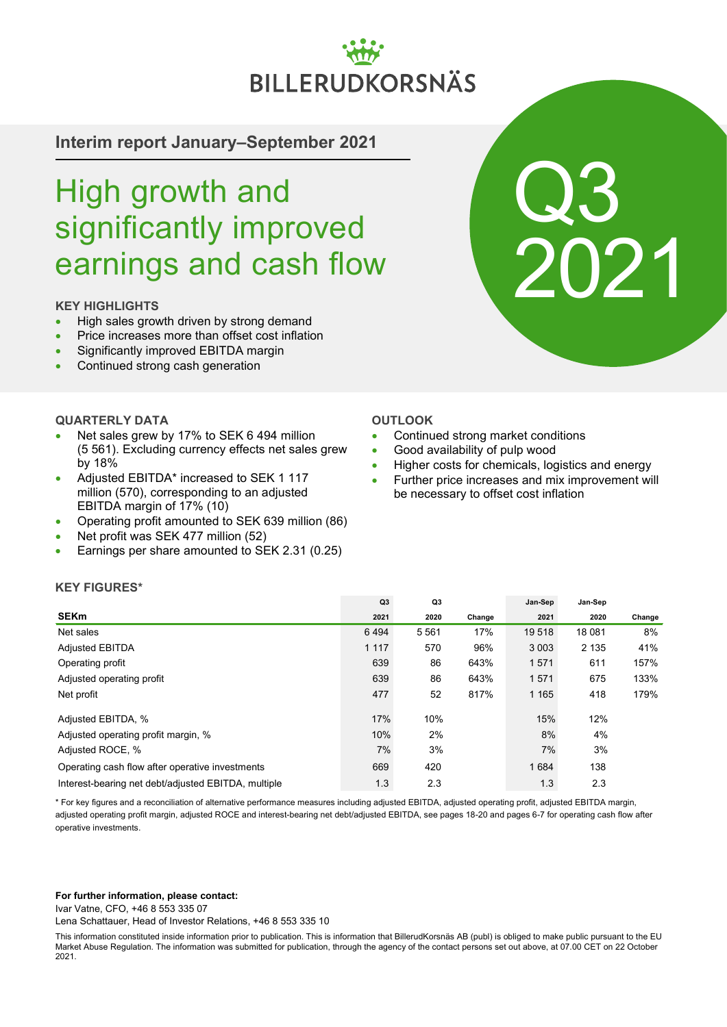BILLERUDKORSNÄS

**Interim report January–September 2021**

# High growth and significantly improved earnings and cash flow

Q3 2021

### KEY HIGHLIGHTS

- High sales growth driven by strong demand
- Price increases more than offset cost inflation
- Significantly improved EBITDA margin
- Continued strong cash generation

### QUARTERLY DATA

- Net sales grew by 17% to SEK 6 494 million (5 561). Excluding currency effects net sales grew by 18%
- Adjusted EBITDA* increased to SEK 1 117 million (570), corresponding to an adjusted EBITDA margin of 17% (10)
- Operating profit amounted to SEK 639 million (86)
- Net profit was SEK 477 million (52)
- Earnings per share amounted to SEK 2.31 (0.25)

### OUTLOOK

- Continued strong market conditions
- Good availability of pulp wood
- Higher costs for chemicals, logistics and energy
- Further price increases and mix improvement will be necessary to offset cost inflation

### KEY FIGURES*

| SEKm | Q3 2021 | Q3 2020 | Change | Jan-Sep 2021 | Jan-Sep 2020 | Change |
|---|---|---|---|---|---|---|
| Net sales | 6 494 | 5 561 | 17% | 19 518 | 18 081 | 8% |
| Adjusted EBITDA | 1 117 | 570 | 96% | 3 003 | 2 135 | 41% |
| Operating profit | 639 | 86 | 643% | 1 571 | 611 | 157% |
| Adjusted operating profit | 639 | 86 | 643% | 1 571 | 675 | 133% |
| Net profit | 477 | 52 | 817% | 1 165 | 418 | 179% |
| Adjusted EBITDA, % | 17% | 10% | | 15% | 12% | |
| Adjusted operating profit margin, % | 10% | 2% | | 8% | 4% | |
| Adjusted ROCE, % | 7% | 3% | | 7% | 3% | |
| Operating cash flow after operative investments | 669 | 420 | | 1 684 | 138 | |
| Interest-bearing net debt/adjusted EBITDA, multiple | 1.3 | 2.3 | | 1.3 | 2.3 | |

* For key figures and a reconciliation of alternative performance measures including adjusted EBITDA, adjusted operating profit, adjusted EBITDA margin, adjusted operating profit margin, adjusted ROCE and interest-bearing net debt/adjusted EBITDA, see pages 18-20 and pages 6-7 for operating cash flow after operative investments.

**For further information, please contact:**
Ivar Vatne, CFO, +46 8 553 335 07
Lena Schattauer, Head of Investor Relations, +46 8 553 335 10

This information constituted inside information prior to publication. This is information that BillerudKorsnäs AB (publ) is obliged to make public pursuant to the EU Market Abuse Regulation. The information was submitted for publication, through the agency of the contact persons set out above, at 07.00 CET on 22 October 2021.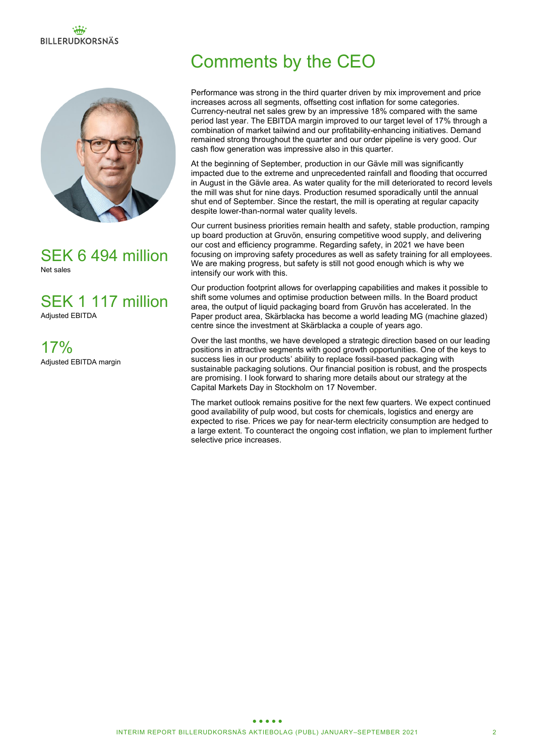# Comments by the CEO

SEK 6 494 million

Net sales

SEK 1 117 million

Adjusted EBITDA

17%

Adjusted EBITDA margin

Performance was strong in the third quarter driven by mix improvement and price increases across all segments, offsetting cost inflation for some categories. Currency-neutral net sales grew by an impressive 18% compared with the same period last year. The EBITDA margin improved to our target level of 17% through a combination of market tailwind and our profitability-enhancing initiatives. Demand remained strong throughout the quarter and our order pipeline is very good. Our cash flow generation was impressive also in this quarter.

At the beginning of September, production in our Gävle mill was significantly impacted due to the extreme and unprecedented rainfall and flooding that occurred in August in the Gävle area. As water quality for the mill deteriorated to record levels the mill was shut for nine days. Production resumed sporadically until the annual shut end of September. Since the restart, the mill is operating at regular capacity despite lower-than-normal water quality levels.

Our current business priorities remain health and safety, stable production, ramping up board production at Gruvön, ensuring competitive wood supply, and delivering our cost and efficiency programme. Regarding safety, in 2021 we have been focusing on improving safety procedures as well as safety training for all employees. We are making progress, but safety is still not good enough which is why we intensify our work with this.

Our production footprint allows for overlapping capabilities and makes it possible to shift some volumes and optimise production between mills. In the Board product area, the output of liquid packaging board from Gruvön has accelerated. In the Paper product area, Skärblacka has become a world leading MG (machine glazed) centre since the investment at Skärblacka a couple of years ago.

Over the last months, we have developed a strategic direction based on our leading positions in attractive segments with good growth opportunities. One of the keys to success lies in our products' ability to replace fossil-based packaging with sustainable packaging solutions. Our financial position is robust, and the prospects are promising. I look forward to sharing more details about our strategy at the Capital Markets Day in Stockholm on 17 November.

The market outlook remains positive for the next few quarters. We expect continued good availability of pulp wood, but costs for chemicals, logistics and energy are expected to rise. Prices we pay for near-term electricity consumption are hedged to a large extent. To counteract the ongoing cost inflation, we plan to implement further selective price increases.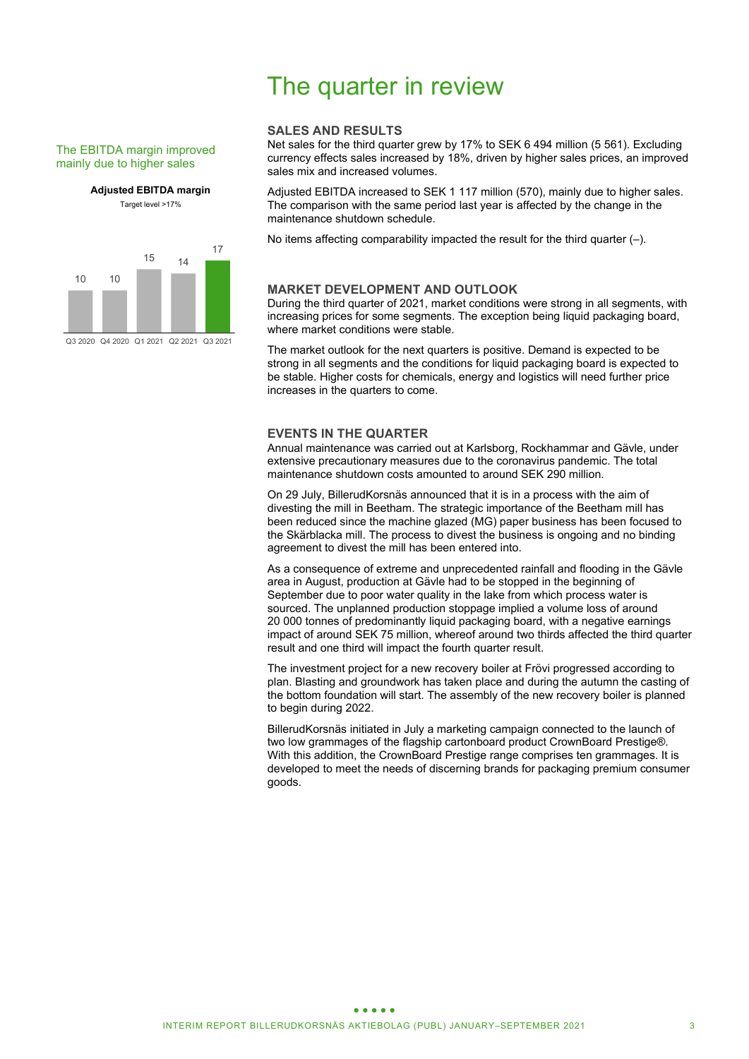# The quarter in review

The EBITDA margin improved mainly due to higher sales

**Adjusted EBITDA margin**

Target level >17%

| Q3 2020 | Q4 2020 | Q1 2021 | Q2 2021 | Q3 2021 |
|---|---|---|---|---|
| 10 | 10 | 15 | 14 | 17 |

## SALES AND RESULTS

Net sales for the third quarter grew by 17% to SEK 6 494 million (5 561). Excluding currency effects sales increased by 18%, driven by higher sales prices, an improved sales mix and increased volumes.

Adjusted EBITDA increased to SEK 1 117 million (570), mainly due to higher sales. The comparison with the same period last year is affected by the change in the maintenance shutdown schedule.

No items affecting comparability impacted the result for the third quarter (–).

## MARKET DEVELOPMENT AND OUTLOOK

During the third quarter of 2021, market conditions were strong in all segments, with increasing prices for some segments. The exception being liquid packaging board, where market conditions were stable.

The market outlook for the next quarters is positive. Demand is expected to be strong in all segments and the conditions for liquid packaging board is expected to be stable. Higher costs for chemicals, energy and logistics will need further price increases in the quarters to come.

## EVENTS IN THE QUARTER

Annual maintenance was carried out at Karlsborg, Rockhammar and Gävle, under extensive precautionary measures due to the coronavirus pandemic. The total maintenance shutdown costs amounted to around SEK 290 million.

On 29 July, BillerudKorsnäs announced that it is in a process with the aim of divesting the mill in Beetham. The strategic importance of the Beetham mill has been reduced since the machine glazed (MG) paper business has been focused to the Skärblacka mill. The process to divest the business is ongoing and no binding agreement to divest the mill has been entered into.

As a consequence of extreme and unprecedented rainfall and flooding in the Gävle area in August, production at Gävle had to be stopped in the beginning of September due to poor water quality in the lake from which process water is sourced. The unplanned production stoppage implied a volume loss of around 20 000 tonnes of predominantly liquid packaging board, with a negative earnings impact of around SEK 75 million, whereof around two thirds affected the third quarter result and one third will impact the fourth quarter result.

The investment project for a new recovery boiler at Frövi progressed according to plan. Blasting and groundwork has taken place and during the autumn the casting of the bottom foundation will start. The assembly of the new recovery boiler is planned to begin during 2022.

BillerudKorsnäs initiated in July a marketing campaign connected to the launch of two low grammages of the flagship cartonboard product CrownBoard Prestige®. With this addition, the CrownBoard Prestige range comprises ten grammages. It is developed to meet the needs of discerning brands for packaging premium consumer goods.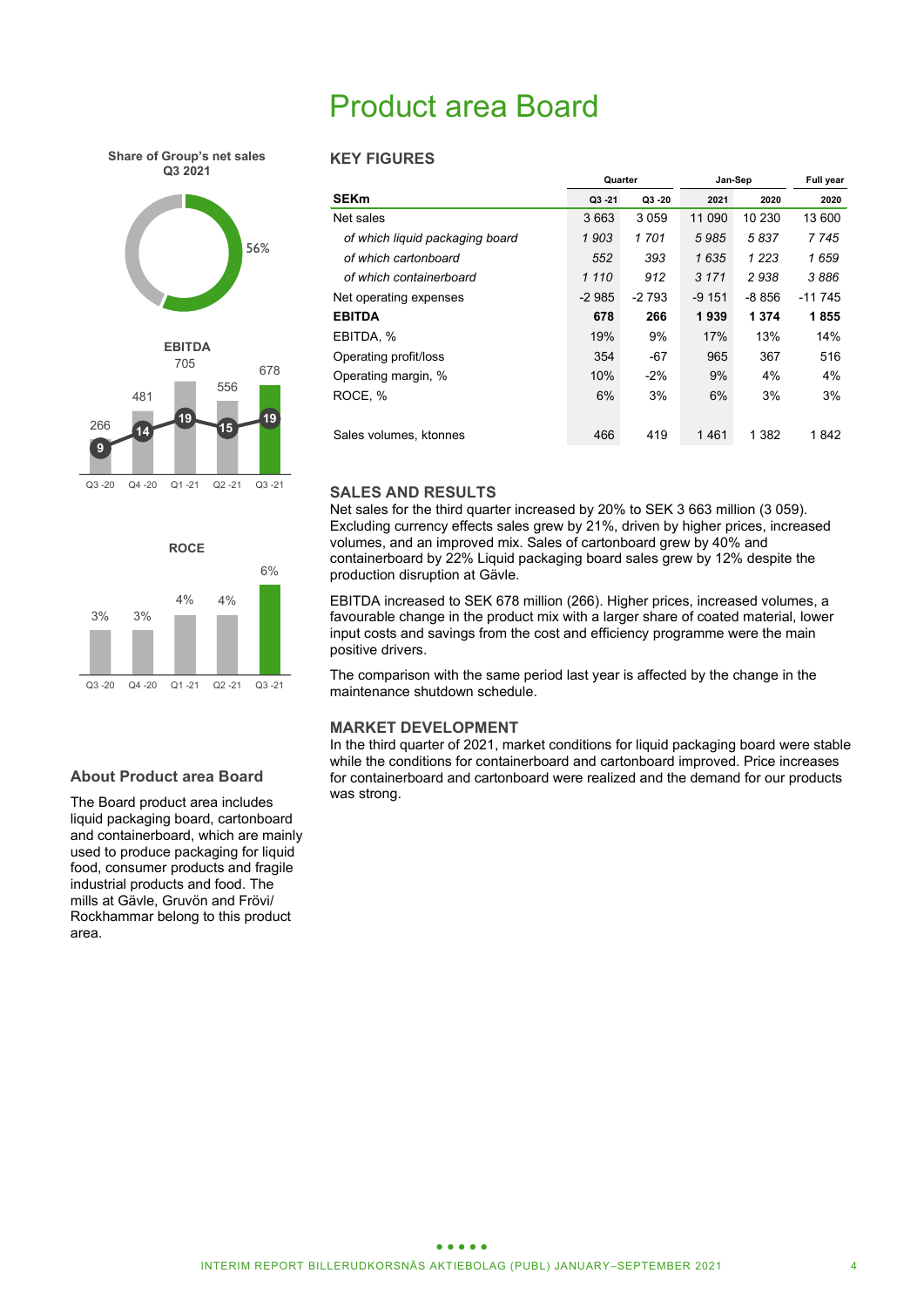# Product area Board

Share of Group's net sales Q3 2021

56%

EBITDA

| | Q3 -20 | Q4 -20 | Q1 -21 | Q2 -21 | Q3 -21 |
|---|---|---|---|---|---|
| EBITDA | 266 | 481 | 705 | 556 | 678 |
| EBITDA, % | 9 | 14 | 19 | 15 | 19 |

ROCE

| Q3 -20 | Q4 -20 | Q1 -21 | Q2 -21 | Q3 -21 |
|---|---|---|---|---|
| 3% | 3% | 4% | 4% | 6% |

## KEY FIGURES

| | Quarter | | Jan-Sep | | Full year |
|---|---|---|---|---|---|
| **SEKm** | Q3 -21 | Q3 -20 | 2021 | 2020 | 2020 |
| Net sales | 3 663 | 3 059 | 11 090 | 10 230 | 13 600 |
| *of which liquid packaging board* | *1 903* | *1 701* | *5 985* | *5 837* | *7 745* |
| *of which cartonboard* | *552* | *393* | *1 635* | *1 223* | *1 659* |
| *of which containerboard* | *1 110* | *912* | *3 171* | *2 938* | *3 886* |
| Net operating expenses | -2 985 | -2 793 | -9 151 | -8 856 | -11 745 |
| **EBITDA** | **678** | **266** | **1 939** | **1 374** | **1 855** |
| EBITDA, % | 19% | 9% | 17% | 13% | 14% |
| Operating profit/loss | 354 | -67 | 965 | 367 | 516 |
| Operating margin, % | 10% | -2% | 9% | 4% | 4% |
| ROCE, % | 6% | 3% | 6% | 3% | 3% |
| Sales volumes, ktonnes | 466 | 419 | 1 461 | 1 382 | 1 842 |

## SALES AND RESULTS

Net sales for the third quarter increased by 20% to SEK 3 663 million (3 059). Excluding currency effects sales grew by 21%, driven by higher prices, increased volumes, and an improved mix. Sales of cartonboard grew by 40% and containerboard by 22% Liquid packaging board sales grew by 12% despite the production disruption at Gävle.

EBITDA increased to SEK 678 million (266). Higher prices, increased volumes, a favourable change in the product mix with a larger share of coated material, lower input costs and savings from the cost and efficiency programme were the main positive drivers.

The comparison with the same period last year is affected by the change in the maintenance shutdown schedule.

## MARKET DEVELOPMENT

In the third quarter of 2021, market conditions for liquid packaging board were stable while the conditions for containerboard and cartonboard improved. Price increases for containerboard and cartonboard were realized and the demand for our products was strong.

### About Product area Board

The Board product area includes liquid packaging board, cartonboard and containerboard, which are mainly used to produce packaging for liquid food, consumer products and fragile industrial products and food. The mills at Gävle, Gruvön and Frövi/ Rockhammar belong to this product area.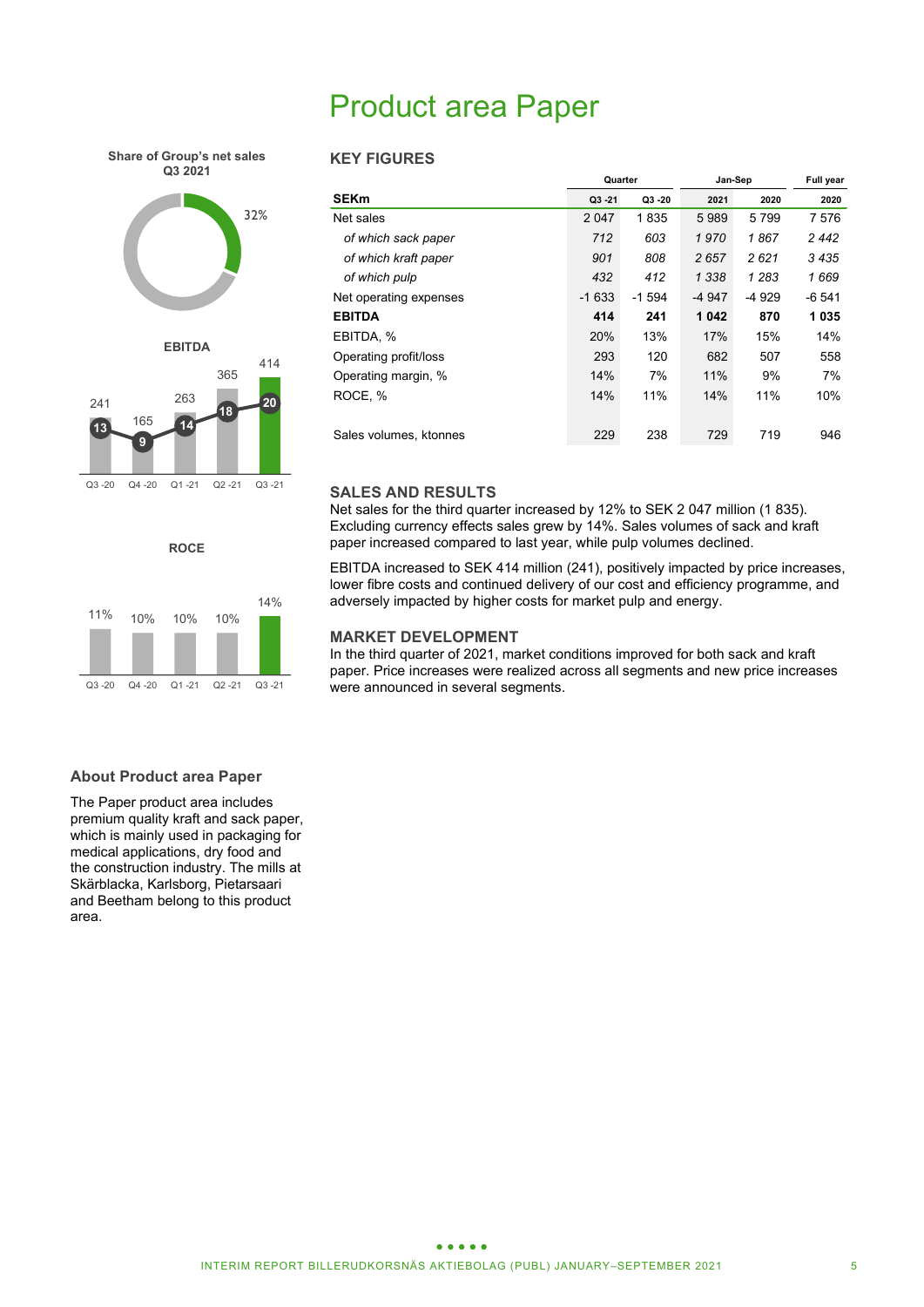# Product area Paper

**Share of Group's net sales Q3 2021**

32%

**EBITDA**

| Q3 -20 | Q4 -20 | Q1 -21 | Q2 -21 | Q3 -21 |
|---|---|---|---|---|
| 241 | 165 | 263 | 365 | 414 |
| 13 | 9 | 14 | 18 | 20 |

**ROCE**

| Q3 -20 | Q4 -20 | Q1 -21 | Q2 -21 | Q3 -21 |
|---|---|---|---|---|
| 11% | 10% | 10% | 10% | 14% |

## KEY FIGURES

| | Quarter | | Jan-Sep | | Full year |
|---|---|---|---|---|---|
| **SEKm** | **Q3 -21** | **Q3 -20** | **2021** | **2020** | **2020** |
| Net sales | 2 047 | 1 835 | 5 989 | 5 799 | 7 576 |
| *of which sack paper* | *712* | *603* | *1 970* | *1 867* | *2 442* |
| *of which kraft paper* | *901* | *808* | *2 657* | *2 621* | *3 435* |
| *of which pulp* | *432* | *412* | *1 338* | *1 283* | *1 669* |
| Net operating expenses | -1 633 | -1 594 | -4 947 | -4 929 | -6 541 |
| **EBITDA** | **414** | **241** | **1 042** | **870** | **1 035** |
| EBITDA, % | 20% | 13% | 17% | 15% | 14% |
| Operating profit/loss | 293 | 120 | 682 | 507 | 558 |
| Operating margin, % | 14% | 7% | 11% | 9% | 7% |
| ROCE, % | 14% | 11% | 14% | 11% | 10% |
| | | | | | |
| Sales volumes, ktonnes | 229 | 238 | 729 | 719 | 946 |

## SALES AND RESULTS

Net sales for the third quarter increased by 12% to SEK 2 047 million (1 835). Excluding currency effects sales grew by 14%. Sales volumes of sack and kraft paper increased compared to last year, while pulp volumes declined.

EBITDA increased to SEK 414 million (241), positively impacted by price increases, lower fibre costs and continued delivery of our cost and efficiency programme, and adversely impacted by higher costs for market pulp and energy.

## MARKET DEVELOPMENT

In the third quarter of 2021, market conditions improved for both sack and kraft paper. Price increases were realized across all segments and new price increases were announced in several segments.

### About Product area Paper

The Paper product area includes premium quality kraft and sack paper, which is mainly used in packaging for medical applications, dry food and the construction industry. The mills at Skärblacka, Karlsborg, Pietarsaari and Beetham belong to this product area.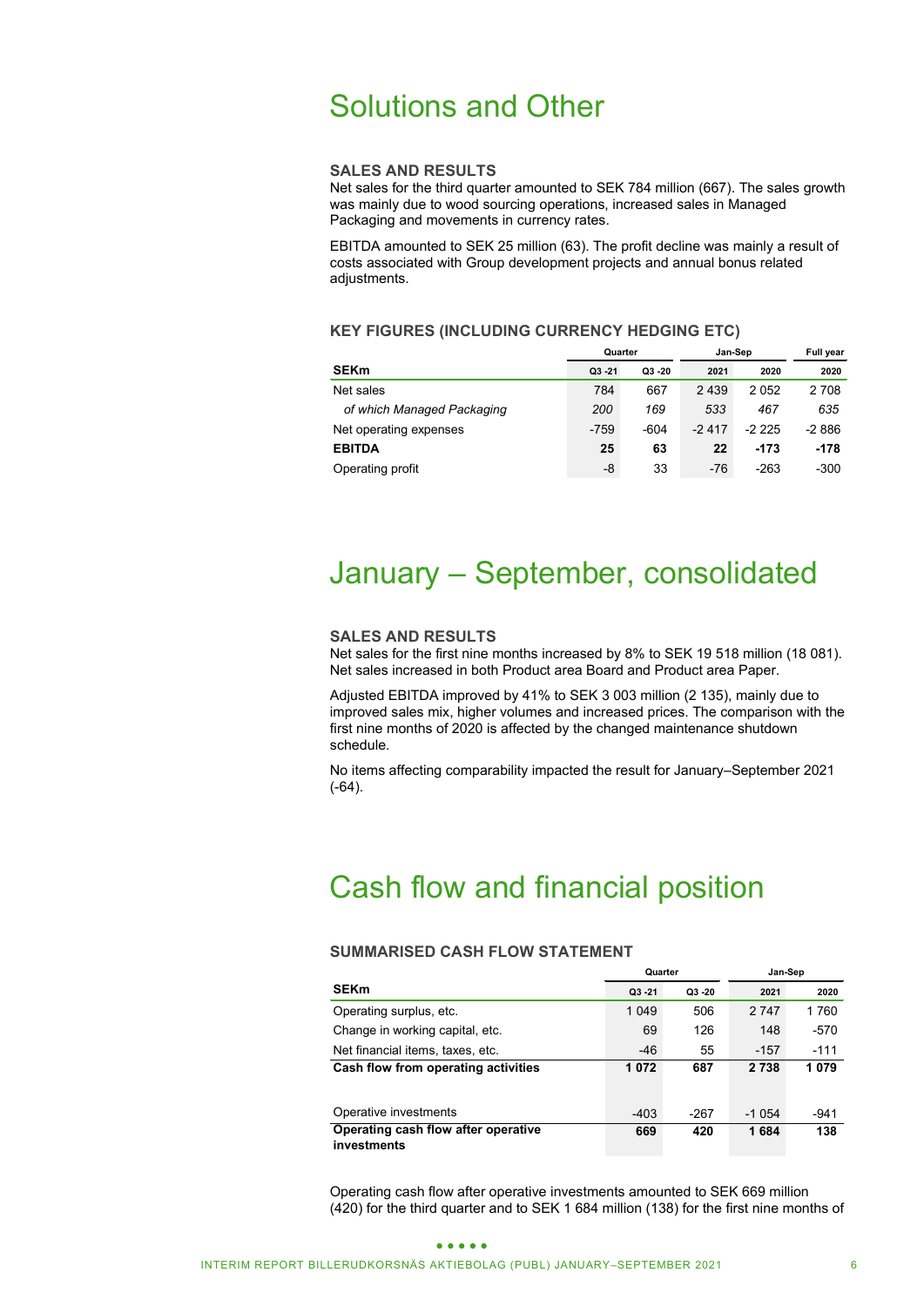# Solutions and Other

### SALES AND RESULTS

Net sales for the third quarter amounted to SEK 784 million (667). The sales growth was mainly due to wood sourcing operations, increased sales in Managed Packaging and movements in currency rates.

EBITDA amounted to SEK 25 million (63). The profit decline was mainly a result of costs associated with Group development projects and annual bonus related adjustments.

### KEY FIGURES (INCLUDING CURRENCY HEDGING ETC)

| | Quarter | | Jan-Sep | | Full year |
|---|---|---|---|---|---|
| **SEKm** | **Q3 -21** | **Q3 -20** | **2021** | **2020** | **2020** |
| Net sales | 784 | 667 | 2 439 | 2 052 | 2 708 |
| *of which Managed Packaging* | *200* | *169* | *533* | *467* | *635* |
| Net operating expenses | -759 | -604 | -2 417 | -2 225 | -2 886 |
| **EBITDA** | **25** | **63** | **22** | **-173** | **-178** |
| Operating profit | -8 | 33 | -76 | -263 | -300 |

# January – September, consolidated

### SALES AND RESULTS

Net sales for the first nine months increased by 8% to SEK 19 518 million (18 081). Net sales increased in both Product area Board and Product area Paper.

Adjusted EBITDA improved by 41% to SEK 3 003 million (2 135), mainly due to improved sales mix, higher volumes and increased prices. The comparison with the first nine months of 2020 is affected by the changed maintenance shutdown schedule.

No items affecting comparability impacted the result for January–September 2021 (-64).

# Cash flow and financial position

### SUMMARISED CASH FLOW STATEMENT

| | Quarter | | Jan-Sep | |
|---|---|---|---|---|
| **SEKm** | **Q3 -21** | **Q3 -20** | **2021** | **2020** |
| Operating surplus, etc. | 1 049 | 506 | 2 747 | 1 760 |
| Change in working capital, etc. | 69 | 126 | 148 | -570 |
| Net financial items, taxes, etc. | -46 | 55 | -157 | -111 |
| **Cash flow from operating activities** | **1 072** | **687** | **2 738** | **1 079** |
| Operative investments | -403 | -267 | -1 054 | -941 |
| **Operating cash flow after operative investments** | **669** | **420** | **1 684** | **138** |

Operating cash flow after operative investments amounted to SEK 669 million (420) for the third quarter and to SEK 1 684 million (138) for the first nine months of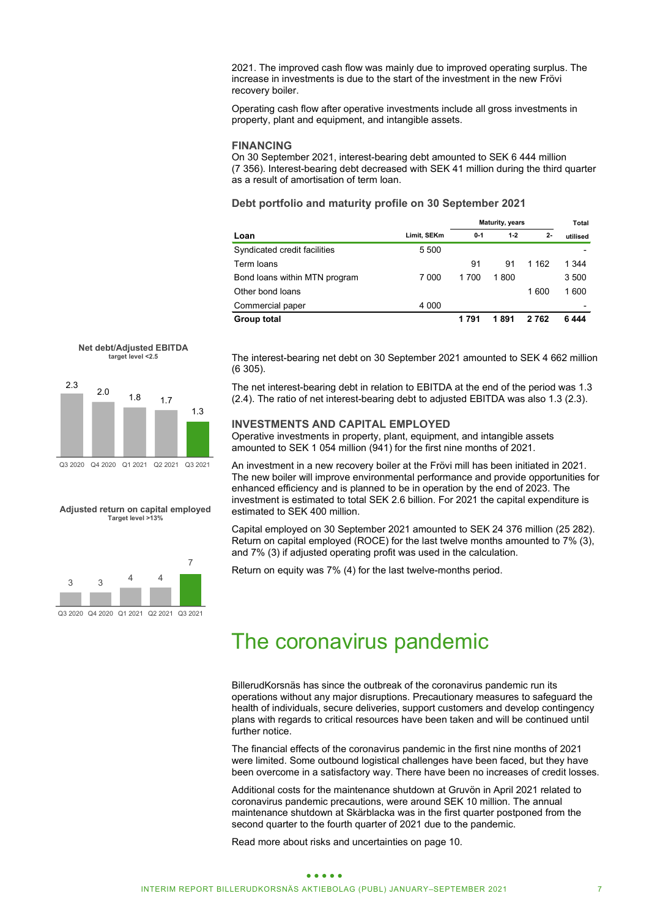2021. The improved cash flow was mainly due to improved operating surplus. The increase in investments is due to the start of the investment in the new Frövi recovery boiler.

Operating cash flow after operative investments include all gross investments in property, plant and equipment, and intangible assets.

### FINANCING

On 30 September 2021, interest-bearing debt amounted to SEK 6 444 million (7 356). Interest-bearing debt decreased with SEK 41 million during the third quarter as a result of amortisation of term loan.

#### Debt portfolio and maturity profile on 30 September 2021

| Loan | Limit, SEKm | Maturity, years 0-1 | 1-2 | 2- | Total utilised |
|---|---|---|---|---|---|
| Syndicated credit facilities | 5 500 | | | | - |
| Term loans | | 91 | 91 | 1 162 | 1 344 |
| Bond loans within MTN program | 7 000 | 1 700 | 1 800 | | 3 500 |
| Other bond loans | | | | 1 600 | 1 600 |
| Commercial paper | 4 000 | | | | - |
| **Group total** | | **1 791** | **1 891** | **2 762** | **6 444** |

**Net debt/Adjusted EBITDA**
target level <2.5

| Q3 2020 | Q4 2020 | Q1 2021 | Q2 2021 | Q3 2021 |
|---|---|---|---|---|
| 2.3 | 2.0 | 1.8 | 1.7 | 1.3 |

The interest-bearing net debt on 30 September 2021 amounted to SEK 4 662 million (6 305).

The net interest-bearing debt in relation to EBITDA at the end of the period was 1.3 (2.4). The ratio of net interest-bearing debt to adjusted EBITDA was also 1.3 (2.3).

### INVESTMENTS AND CAPITAL EMPLOYED

Operative investments in property, plant, equipment, and intangible assets amounted to SEK 1 054 million (941) for the first nine months of 2021.

An investment in a new recovery boiler at the Frövi mill has been initiated in 2021. The new boiler will improve environmental performance and provide opportunities for enhanced efficiency and is planned to be in operation by the end of 2023. The investment is estimated to total SEK 2.6 billion. For 2021 the capital expenditure is estimated to SEK 400 million.

Capital employed on 30 September 2021 amounted to SEK 24 376 million (25 282). Return on capital employed (ROCE) for the last twelve months amounted to 7% (3), and 7% (3) if adjusted operating profit was used in the calculation.

Return on equity was 7% (4) for the last twelve-months period.

**Adjusted return on capital employed**
Target level >13%

| Q3 2020 | Q4 2020 | Q1 2021 | Q2 2021 | Q3 2021 |
|---|---|---|---|---|
| 3 | 3 | 4 | 4 | 7 |

# The coronavirus pandemic

BillerudKorsnäs has since the outbreak of the coronavirus pandemic run its operations without any major disruptions. Precautionary measures to safeguard the health of individuals, secure deliveries, support customers and develop contingency plans with regards to critical resources have been taken and will be continued until further notice.

The financial effects of the coronavirus pandemic in the first nine months of 2021 were limited. Some outbound logistical challenges have been faced, but they have been overcome in a satisfactory way. There have been no increases of credit losses.

Additional costs for the maintenance shutdown at Gruvön in April 2021 related to coronavirus pandemic precautions, were around SEK 10 million. The annual maintenance shutdown at Skärblacka was in the first quarter postponed from the second quarter to the fourth quarter of 2021 due to the pandemic.

Read more about risks and uncertainties on page 10.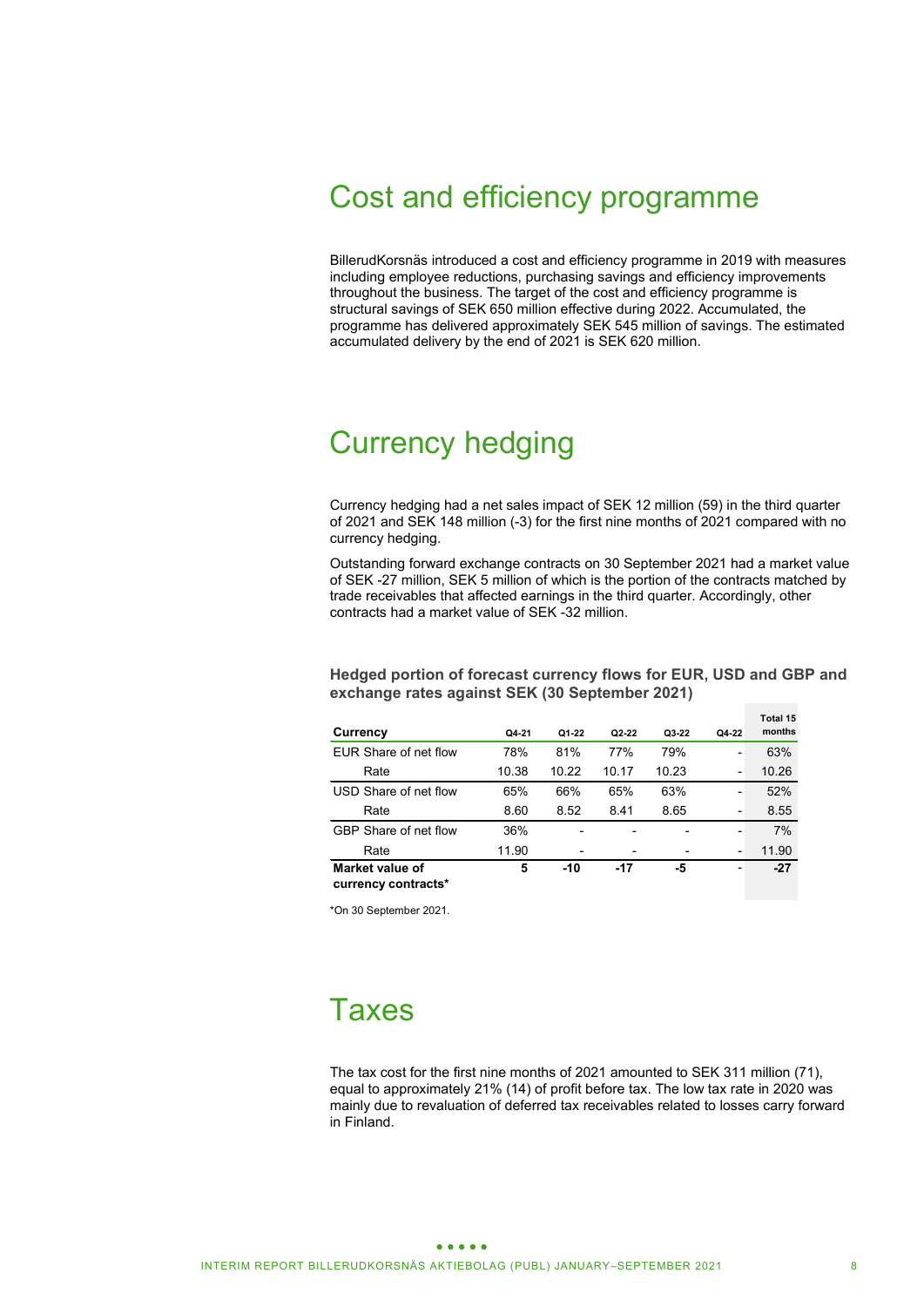# Cost and efficiency programme

BillerudKorsnäs introduced a cost and efficiency programme in 2019 with measures including employee reductions, purchasing savings and efficiency improvements throughout the business. The target of the cost and efficiency programme is structural savings of SEK 650 million effective during 2022. Accumulated, the programme has delivered approximately SEK 545 million of savings. The estimated accumulated delivery by the end of 2021 is SEK 620 million.

# Currency hedging

Currency hedging had a net sales impact of SEK 12 million (59) in the third quarter of 2021 and SEK 148 million (-3) for the first nine months of 2021 compared with no currency hedging.

Outstanding forward exchange contracts on 30 September 2021 had a market value of SEK -27 million, SEK 5 million of which is the portion of the contracts matched by trade receivables that affected earnings in the third quarter. Accordingly, other contracts had a market value of SEK -32 million.

### Hedged portion of forecast currency flows for EUR, USD and GBP and exchange rates against SEK (30 September 2021)

| Currency | Q4-21 | Q1-22 | Q2-22 | Q3-22 | Q4-22 | Total 15 months |
|---|---|---|---|---|---|---|
| EUR Share of net flow | 78% | 81% | 77% | 79% | - | 63% |
| Rate | 10.38 | 10.22 | 10.17 | 10.23 | - | 10.26 |
| USD Share of net flow | 65% | 66% | 65% | 63% | - | 52% |
| Rate | 8.60 | 8.52 | 8.41 | 8.65 | - | 8.55 |
| GBP Share of net flow | 36% | - | - | - | - | 7% |
| Rate | 11.90 | - | - | - | - | 11.90 |
| **Market value of currency contracts*** | **5** | **-10** | **-17** | **-5** | - | **-27** |

*On 30 September 2021.

# Taxes

The tax cost for the first nine months of 2021 amounted to SEK 311 million (71), equal to approximately 21% (14) of profit before tax. The low tax rate in 2020 was mainly due to revaluation of deferred tax receivables related to losses carry forward in Finland.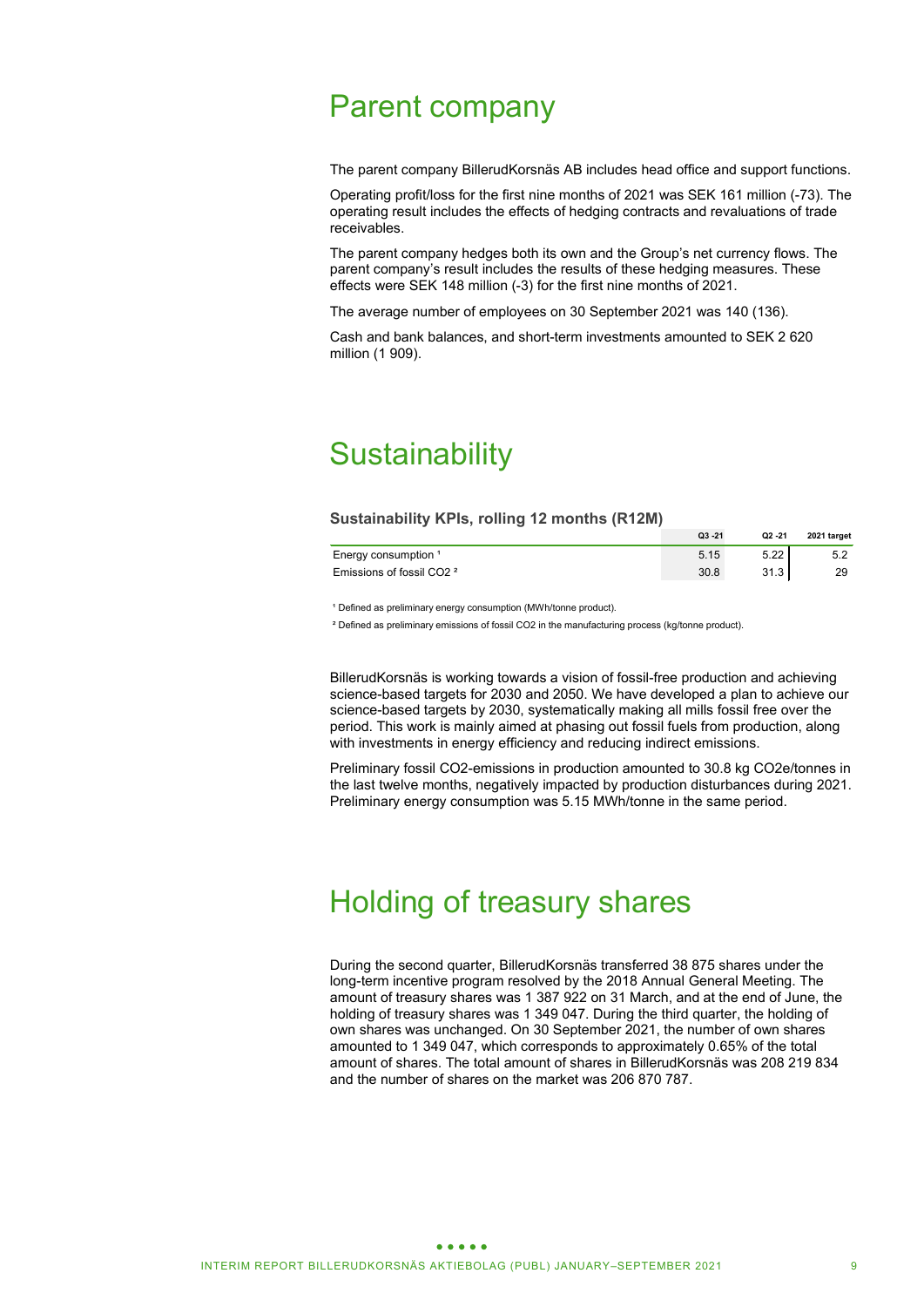# Parent company

The parent company BillerudKorsnäs AB includes head office and support functions.

Operating profit/loss for the first nine months of 2021 was SEK 161 million (-73). The operating result includes the effects of hedging contracts and revaluations of trade receivables.

The parent company hedges both its own and the Group's net currency flows. The parent company's result includes the results of these hedging measures. These effects were SEK 148 million (-3) for the first nine months of 2021.

The average number of employees on 30 September 2021 was 140 (136).

Cash and bank balances, and short-term investments amounted to SEK 2 620 million (1 909).

# Sustainability

### Sustainability KPIs, rolling 12 months (R12M)

| | Q3 -21 | Q2 -21 | 2021 target |
|---|---|---|---|
| Energy consumption [1] | 5.15 | 5.22 | 5.2 |
| Emissions of fossil $CO_2$ [2] | 30.8 | 31.3 | 29 |

[1] Defined as preliminary energy consumption (MWh/tonne product).

[2] Defined as preliminary emissions of fossil $CO_2$ in the manufacturing process (kg/tonne product).

BillerudKorsnäs is working towards a vision of fossil-free production and achieving science-based targets for 2030 and 2050. We have developed a plan to achieve our science-based targets by 2030, systematically making all mills fossil free over the period. This work is mainly aimed at phasing out fossil fuels from production, along with investments in energy efficiency and reducing indirect emissions.

Preliminary fossil $CO_2$-emissions in production amounted to 30.8 kg $CO_2e$/tonnes in the last twelve months, negatively impacted by production disturbances during 2021. Preliminary energy consumption was 5.15 MWh/tonne in the same period.

# Holding of treasury shares

During the second quarter, BillerudKorsnäs transferred 38 875 shares under the long-term incentive program resolved by the 2018 Annual General Meeting. The amount of treasury shares was 1 387 922 on 31 March, and at the end of June, the holding of treasury shares was 1 349 047. During the third quarter, the holding of own shares was unchanged. On 30 September 2021, the number of own shares amounted to 1 349 047, which corresponds to approximately 0.65% of the total amount of shares. The total amount of shares in BillerudKorsnäs was 208 219 834 and the number of shares on the market was 206 870 787.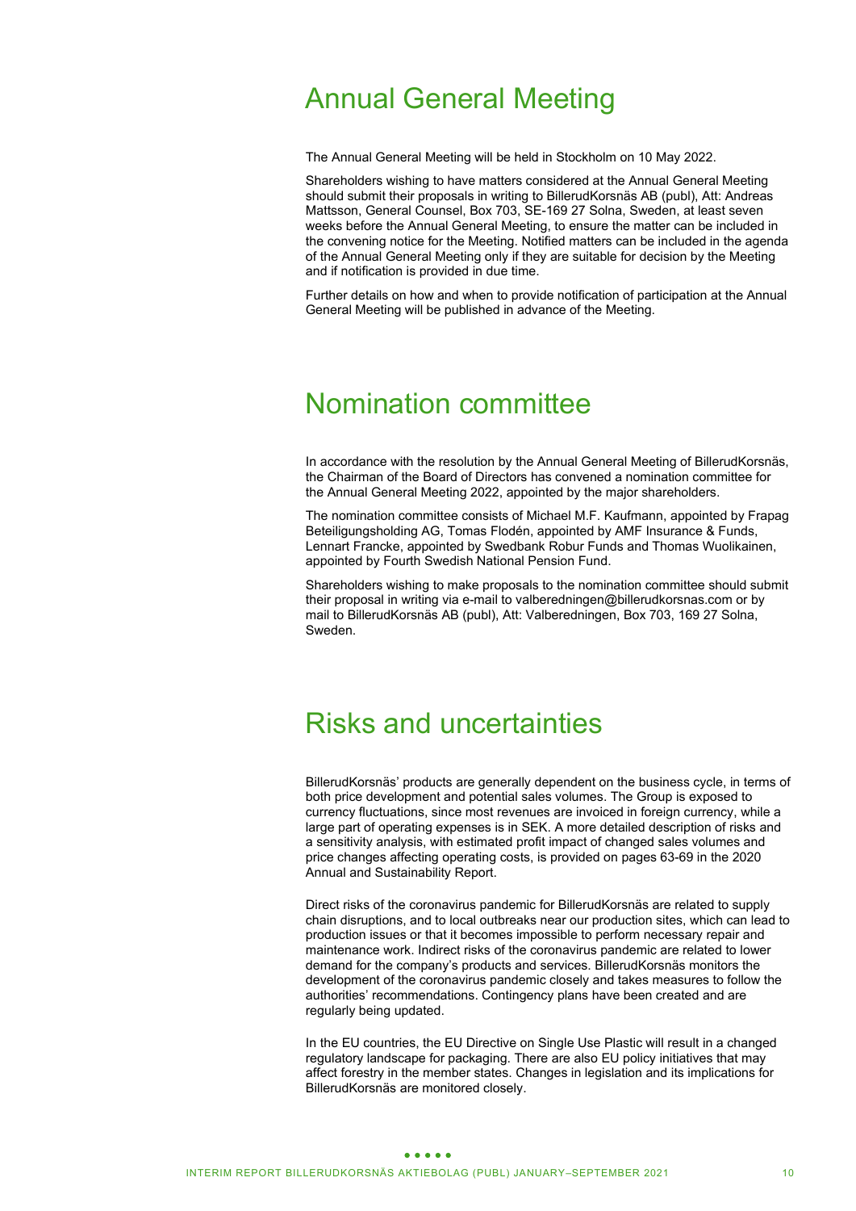# Annual General Meeting

The Annual General Meeting will be held in Stockholm on 10 May 2022.

Shareholders wishing to have matters considered at the Annual General Meeting should submit their proposals in writing to BillerudKorsnäs AB (publ), Att: Andreas Mattsson, General Counsel, Box 703, SE-169 27 Solna, Sweden, at least seven weeks before the Annual General Meeting, to ensure the matter can be included in the convening notice for the Meeting. Notified matters can be included in the agenda of the Annual General Meeting only if they are suitable for decision by the Meeting and if notification is provided in due time.

Further details on how and when to provide notification of participation at the Annual General Meeting will be published in advance of the Meeting.

# Nomination committee

In accordance with the resolution by the Annual General Meeting of BillerudKorsnäs, the Chairman of the Board of Directors has convened a nomination committee for the Annual General Meeting 2022, appointed by the major shareholders.

The nomination committee consists of Michael M.F. Kaufmann, appointed by Frapag Beteiligungsholding AG, Tomas Flodén, appointed by AMF Insurance & Funds, Lennart Francke, appointed by Swedbank Robur Funds and Thomas Wuolikainen, appointed by Fourth Swedish National Pension Fund.

Shareholders wishing to make proposals to the nomination committee should submit their proposal in writing via e-mail to valberedningen@billerudkorsnas.com or by mail to BillerudKorsnäs AB (publ), Att: Valberedningen, Box 703, 169 27 Solna, Sweden.

# Risks and uncertainties

BillerudKorsnäs' products are generally dependent on the business cycle, in terms of both price development and potential sales volumes. The Group is exposed to currency fluctuations, since most revenues are invoiced in foreign currency, while a large part of operating expenses is in SEK. A more detailed description of risks and a sensitivity analysis, with estimated profit impact of changed sales volumes and price changes affecting operating costs, is provided on pages 63-69 in the 2020 Annual and Sustainability Report.

Direct risks of the coronavirus pandemic for BillerudKorsnäs are related to supply chain disruptions, and to local outbreaks near our production sites, which can lead to production issues or that it becomes impossible to perform necessary repair and maintenance work. Indirect risks of the coronavirus pandemic are related to lower demand for the company's products and services. BillerudKorsnäs monitors the development of the coronavirus pandemic closely and takes measures to follow the authorities' recommendations. Contingency plans have been created and are regularly being updated.

In the EU countries, the EU Directive on Single Use Plastic will result in a changed regulatory landscape for packaging. There are also EU policy initiatives that may affect forestry in the member states. Changes in legislation and its implications for BillerudKorsnäs are monitored closely.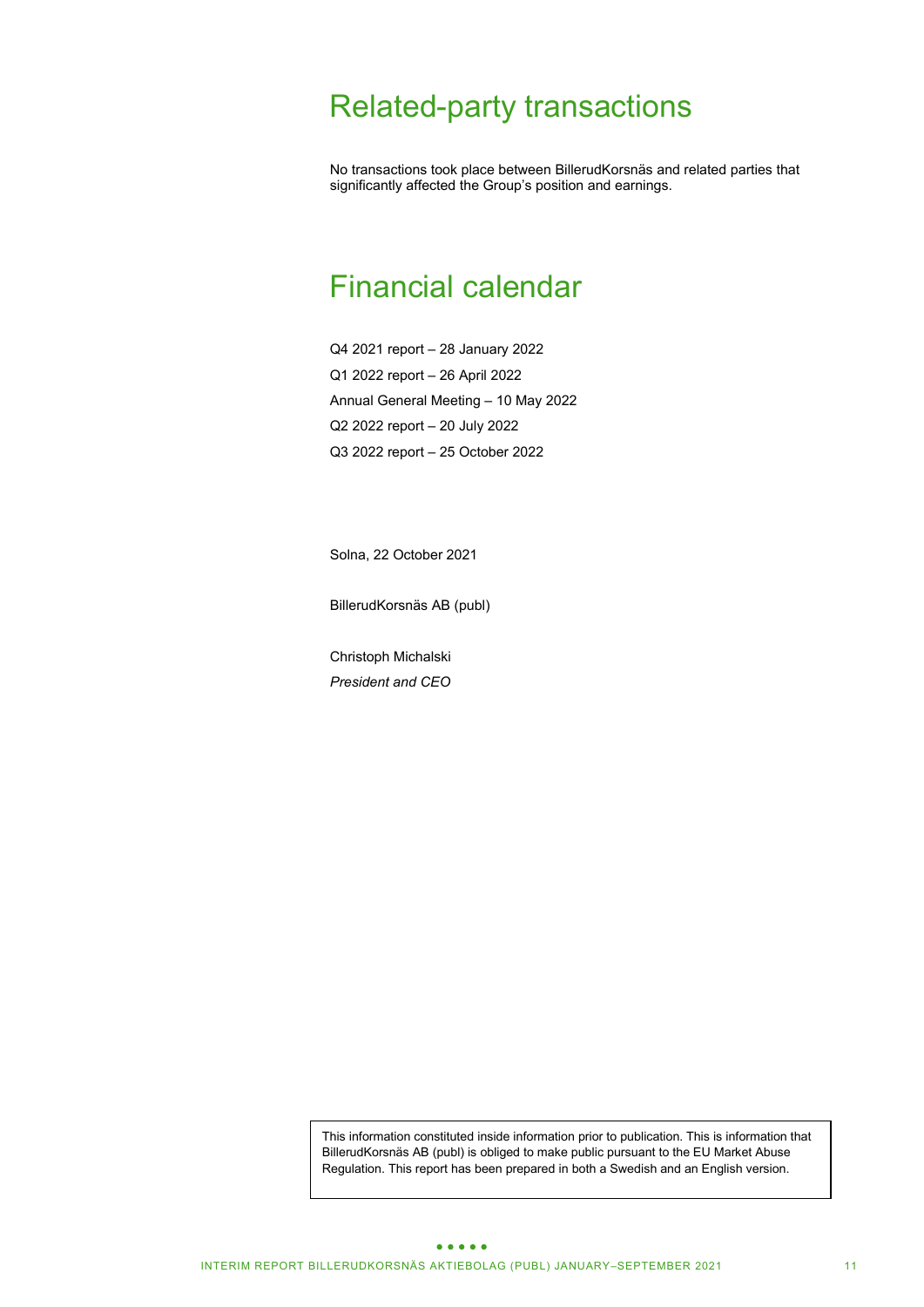# Related-party transactions

No transactions took place between BillerudKorsnäs and related parties that significantly affected the Group's position and earnings.

# Financial calendar

Q4 2021 report – 28 January 2022

Q1 2022 report – 26 April 2022

Annual General Meeting – 10 May 2022

Q2 2022 report – 20 July 2022

Q3 2022 report – 25 October 2022

Solna, 22 October 2021

BillerudKorsnäs AB (publ)

Christoph Michalski
*President and CEO*

This information constituted inside information prior to publication. This is information that BillerudKorsnäs AB (publ) is obliged to make public pursuant to the EU Market Abuse Regulation. This report has been prepared in both a Swedish and an English version.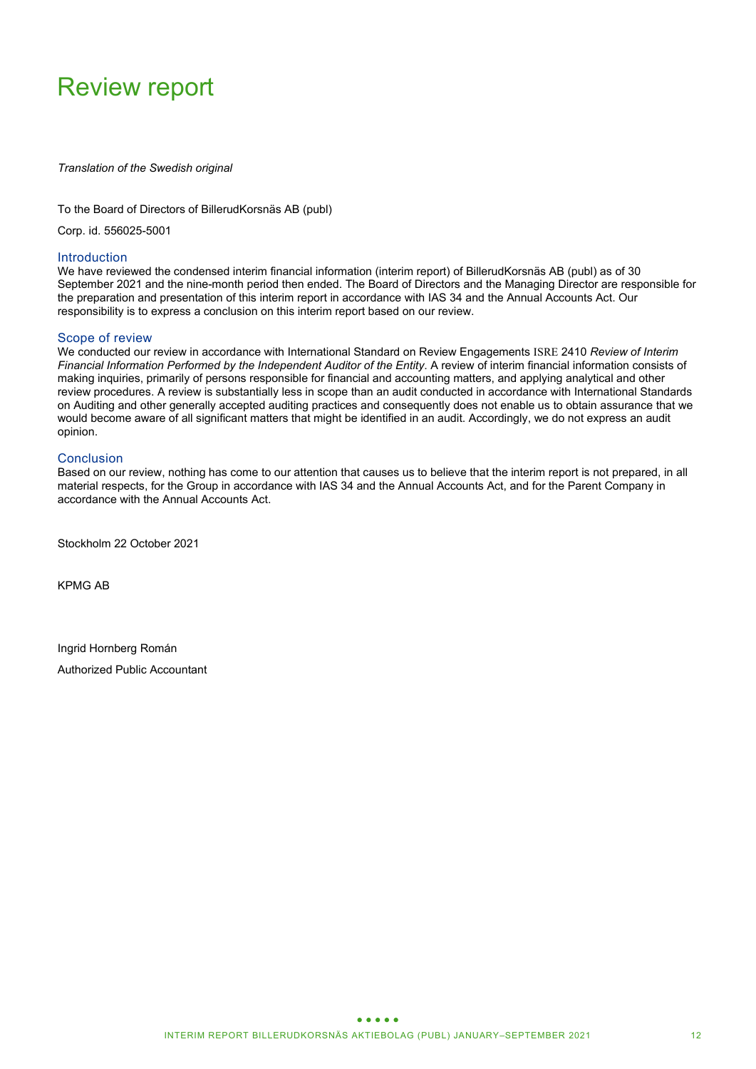# Review report

*Translation of the Swedish original*

To the Board of Directors of BillerudKorsnäs AB (publ)

Corp. id. 556025-5001

## Introduction

We have reviewed the condensed interim financial information (interim report) of BillerudKorsnäs AB (publ) as of 30 September 2021 and the nine-month period then ended. The Board of Directors and the Managing Director are responsible for the preparation and presentation of this interim report in accordance with IAS 34 and the Annual Accounts Act. Our responsibility is to express a conclusion on this interim report based on our review.

## Scope of review

We conducted our review in accordance with International Standard on Review Engagements ISRE 2410 *Review of Interim Financial Information Performed by the Independent Auditor of the Entity*. A review of interim financial information consists of making inquiries, primarily of persons responsible for financial and accounting matters, and applying analytical and other review procedures. A review is substantially less in scope than an audit conducted in accordance with International Standards on Auditing and other generally accepted auditing practices and consequently does not enable us to obtain assurance that we would become aware of all significant matters that might be identified in an audit. Accordingly, we do not express an audit opinion.

## Conclusion

Based on our review, nothing has come to our attention that causes us to believe that the interim report is not prepared, in all material respects, for the Group in accordance with IAS 34 and the Annual Accounts Act, and for the Parent Company in accordance with the Annual Accounts Act.

Stockholm 22 October 2021

KPMG AB

Ingrid Hornberg Román

Authorized Public Accountant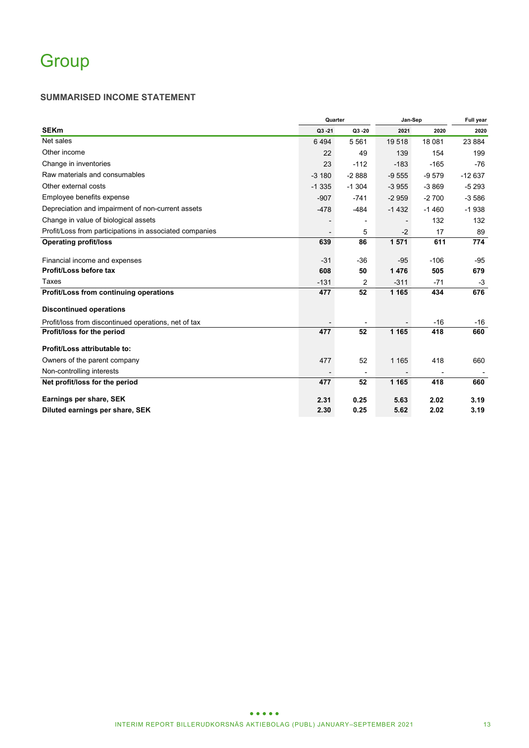# Group

### SUMMARISED INCOME STATEMENT

| | Quarter | | Jan-Sep | | Full year |
|---|---|---|---|---|---|
| **SEKm** | **Q3 -21** | **Q3 -20** | **2021** | **2020** | **2020** |
| Net sales | 6 494 | 5 561 | 19 518 | 18 081 | 23 884 |
| Other income | 22 | 49 | 139 | 154 | 199 |
| Change in inventories | 23 | -112 | -183 | -165 | -76 |
| Raw materials and consumables | -3 180 | -2 888 | -9 555 | -9 579 | -12 637 |
| Other external costs | -1 335 | -1 304 | -3 955 | -3 869 | -5 293 |
| Employee benefits expense | -907 | -741 | -2 959 | -2 700 | -3 586 |
| Depreciation and impairment of non-current assets | -478 | -484 | -1 432 | -1 460 | -1 938 |
| Change in value of biological assets | - | - | - | 132 | 132 |
| Profit/Loss from participations in associated companies | - | 5 | -2 | 17 | 89 |
| **Operating profit/loss** | **639** | **86** | **1 571** | **611** | **774** |
| Financial income and expenses | -31 | -36 | -95 | -106 | -95 |
| **Profit/Loss before tax** | **608** | **50** | **1 476** | **505** | **679** |
| Taxes | -131 | 2 | -311 | -71 | -3 |
| **Profit/Loss from continuing operations** | **477** | **52** | **1 165** | **434** | **676** |
| **Discontinued operations** | | | | | |
| Profit/loss from discontinued operations, net of tax | - | - | - | -16 | -16 |
| **Profit/loss for the period** | **477** | **52** | **1 165** | **418** | **660** |
| **Profit/Loss attributable to:** | | | | | |
| Owners of the parent company | 477 | 52 | 1 165 | 418 | 660 |
| Non-controlling interests | - | - | - | - | - |
| **Net profit/loss for the period** | **477** | **52** | **1 165** | **418** | **660** |
| **Earnings per share, SEK** | **2.31** | **0.25** | **5.63** | **2.02** | **3.19** |
| **Diluted earnings per share, SEK** | **2.30** | **0.25** | **5.62** | **2.02** | **3.19** |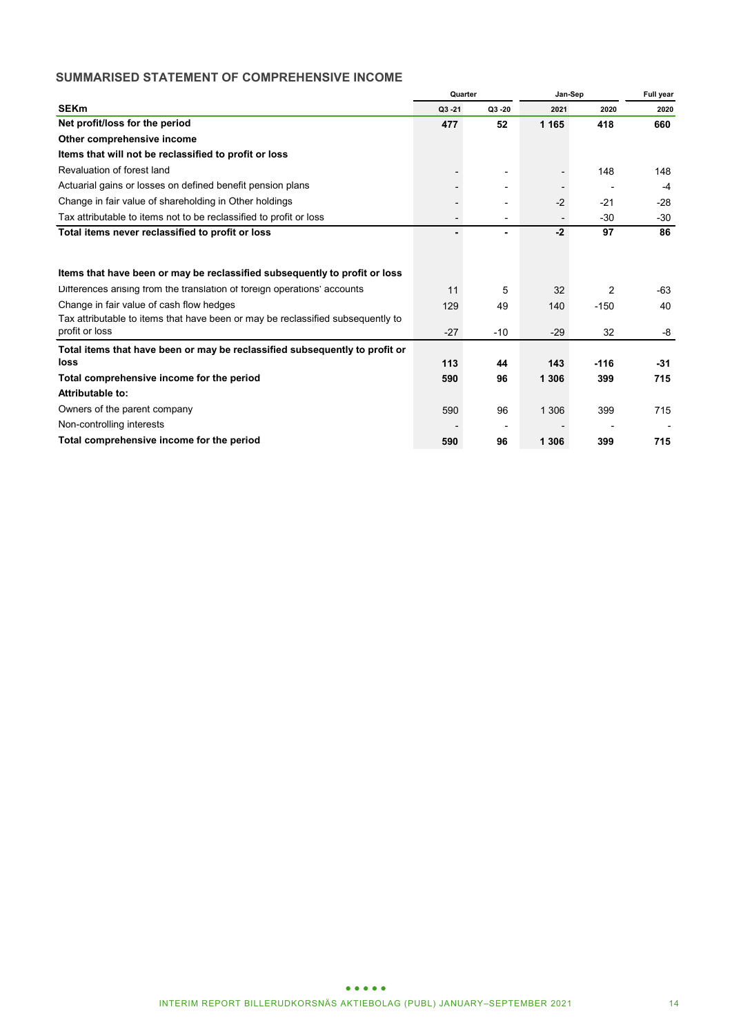## SUMMARISED STATEMENT OF COMPREHENSIVE INCOME

| | Quarter | | Jan-Sep | | Full year |
|---|---|---|---|---|---|
| **SEKm** | Q3 -21 | Q3 -20 | 2021 | 2020 | 2020 |
| **Net profit/loss for the period** | **477** | **52** | **1 165** | **418** | **660** |
| **Other comprehensive income** | | | | | |
| **Items that will not be reclassified to profit or loss** | | | | | |
| Revaluation of forest land | - | - | - | 148 | 148 |
| Actuarial gains or losses on defined benefit pension plans | - | - | - | - | -4 |
| Change in fair value of shareholding in Other holdings | - | - | -2 | -21 | -28 |
| Tax attributable to items not to be reclassified to profit or loss | - | - | - | -30 | -30 |
| **Total items never reclassified to profit or loss** | **-** | **-** | **-2** | **97** | **86** |
| | | | | | |
| **Items that have been or may be reclassified subsequently to profit or loss** | | | | | |
| Differences arising from the translation of foreign operations' accounts | 11 | 5 | 32 | 2 | -63 |
| Change in fair value of cash flow hedges | 129 | 49 | 140 | -150 | 40 |
| Tax attributable to items that have been or may be reclassified subsequently to profit or loss | -27 | -10 | -29 | 32 | -8 |
| **Total items that have been or may be reclassified subsequently to profit or loss** | **113** | **44** | **143** | **-116** | **-31** |
| **Total comprehensive income for the period** | **590** | **96** | **1 306** | **399** | **715** |
| **Attributable to:** | | | | | |
| Owners of the parent company | 590 | 96 | 1 306 | 399 | 715 |
| Non-controlling interests | - | - | - | - | - |
| **Total comprehensive income for the period** | **590** | **96** | **1 306** | **399** | **715** |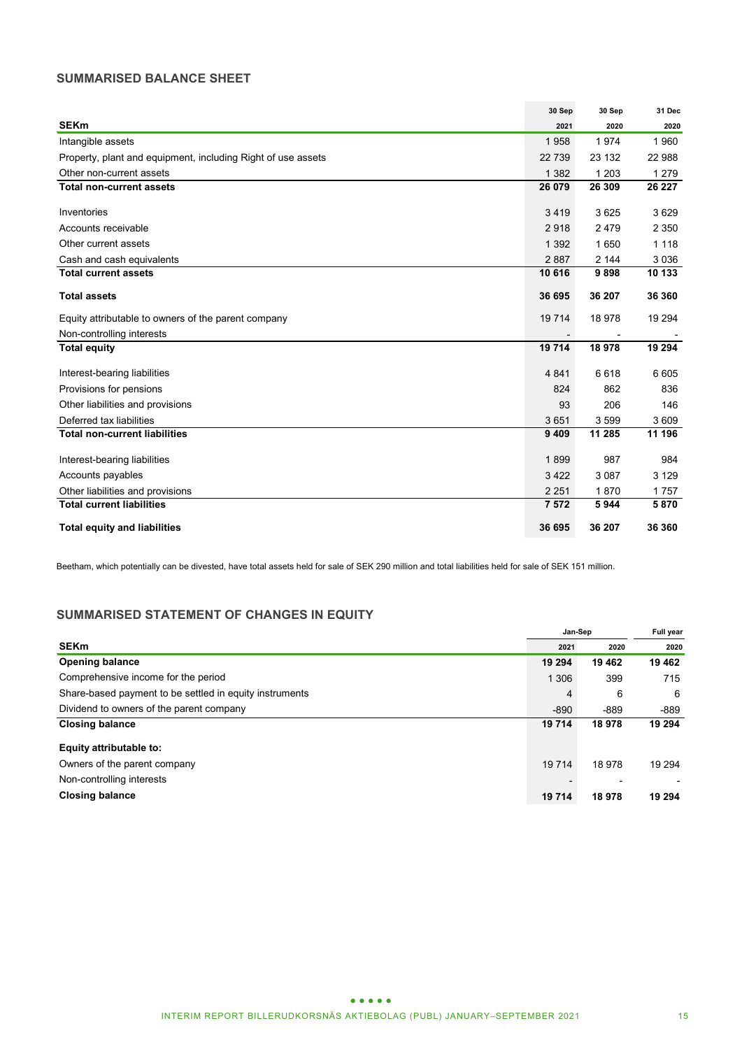## SUMMARISED BALANCE SHEET

| SEKm | 30 Sep 2021 | 30 Sep 2020 | 31 Dec 2020 |
|---|---|---|---|
| Intangible assets | 1 958 | 1 974 | 1 960 |
| Property, plant and equipment, including Right of use assets | 22 739 | 23 132 | 22 988 |
| Other non-current assets | 1 382 | 1 203 | 1 279 |
| **Total non-current assets** | **26 079** | **26 309** | **26 227** |
| Inventories | 3 419 | 3 625 | 3 629 |
| Accounts receivable | 2 918 | 2 479 | 2 350 |
| Other current assets | 1 392 | 1 650 | 1 118 |
| Cash and cash equivalents | 2 887 | 2 144 | 3 036 |
| **Total current assets** | **10 616** | **9 898** | **10 133** |
| **Total assets** | **36 695** | **36 207** | **36 360** |
| Equity attributable to owners of the parent company | 19 714 | 18 978 | 19 294 |
| Non-controlling interests | - | - | - |
| **Total equity** | **19 714** | **18 978** | **19 294** |
| Interest-bearing liabilities | 4 841 | 6 618 | 6 605 |
| Provisions for pensions | 824 | 862 | 836 |
| Other liabilities and provisions | 93 | 206 | 146 |
| Deferred tax liabilities | 3 651 | 3 599 | 3 609 |
| **Total non-current liabilities** | **9 409** | **11 285** | **11 196** |
| Interest-bearing liabilities | 1 899 | 987 | 984 |
| Accounts payables | 3 422 | 3 087 | 3 129 |
| Other liabilities and provisions | 2 251 | 1 870 | 1 757 |
| **Total current liabilities** | **7 572** | **5 944** | **5 870** |
| **Total equity and liabilities** | **36 695** | **36 207** | **36 360** |

Beetham, which potentially can be divested, have total assets held for sale of SEK 290 million and total liabilities held for sale of SEK 151 million.

## SUMMARISED STATEMENT OF CHANGES IN EQUITY

| SEKm | Jan-Sep 2021 | Jan-Sep 2020 | Full year 2020 |
|---|---|---|---|
| **Opening balance** | **19 294** | **19 462** | **19 462** |
| Comprehensive income for the period | 1 306 | 399 | 715 |
| Share-based payment to be settled in equity instruments | 4 | 6 | 6 |
| Dividend to owners of the parent company | -890 | -889 | -889 |
| **Closing balance** | **19 714** | **18 978** | **19 294** |
| **Equity attributable to:** | | | |
| Owners of the parent company | 19 714 | 18 978 | 19 294 |
| Non-controlling interests | - | - | - |
| **Closing balance** | **19 714** | **18 978** | **19 294** |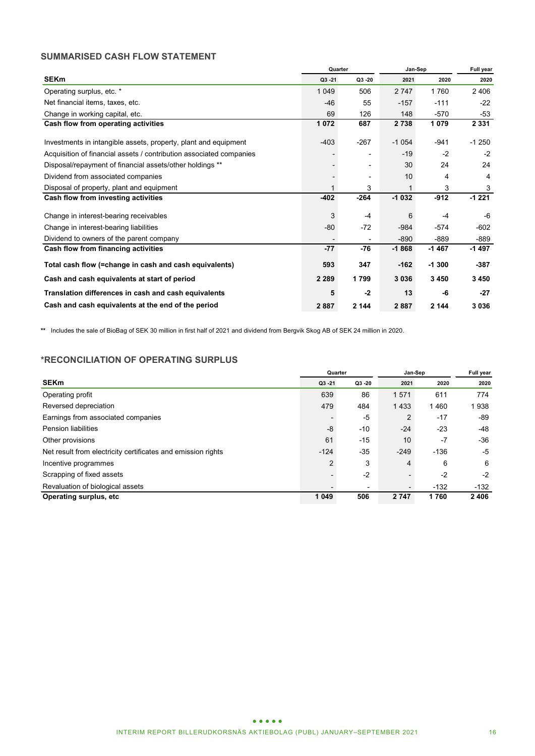## SUMMARISED CASH FLOW STATEMENT

| | Quarter | | Jan-Sep | | Full year |
|---|---|---|---|---|---|
| **SEKm** | **Q3 -21** | **Q3 -20** | **2021** | **2020** | **2020** |
| Operating surplus, etc. * | 1 049 | 506 | 2 747 | 1 760 | 2 406 |
| Net financial items, taxes, etc. | -46 | 55 | -157 | -111 | -22 |
| Change in working capital, etc. | 69 | 126 | 148 | -570 | -53 |
| **Cash flow from operating activities** | **1 072** | **687** | **2 738** | **1 079** | **2 331** |
| Investments in intangible assets, property, plant and equipment | -403 | -267 | -1 054 | -941 | -1 250 |
| Acquisition of financial assets / contribution associated companies | - | - | -19 | -2 | -2 |
| Disposal/repayment of financial assets/other holdings ** | - | - | 30 | 24 | 24 |
| Dividend from associated companies | - | - | 10 | 4 | 4 |
| Disposal of property, plant and equipment | 1 | 3 | 1 | 3 | 3 |
| **Cash flow from investing activities** | **-402** | **-264** | **-1 032** | **-912** | **-1 221** |
| Change in interest-bearing receivables | 3 | -4 | 6 | -4 | -6 |
| Change in interest-bearing liabilities | -80 | -72 | -984 | -574 | -602 |
| Dividend to owners of the parent company | - | - | -890 | -889 | -889 |
| **Cash flow from financing activities** | **-77** | **-76** | **-1 868** | **-1 467** | **-1 497** |
| **Total cash flow (=change in cash and cash equivalents)** | **593** | **347** | **-162** | **-1 300** | **-387** |
| **Cash and cash equivalents at start of period** | **2 289** | **1 799** | **3 036** | **3 450** | **3 450** |
| **Translation differences in cash and cash equivalents** | **5** | **-2** | **13** | **-6** | **-27** |
| **Cash and cash equivalents at the end of the period** | **2 887** | **2 144** | **2 887** | **2 144** | **3 036** |

** Includes the sale of BioBag of SEK 30 million in first half of 2021 and dividend from Bergvik Skog AB of SEK 24 million in 2020.

## *RECONCILIATION OF OPERATING SURPLUS

| | Quarter | | Jan-Sep | | Full year |
|---|---|---|---|---|---|
| **SEKm** | **Q3 -21** | **Q3 -20** | **2021** | **2020** | **2020** |
| Operating profit | 639 | 86 | 1 571 | 611 | 774 |
| Reversed depreciation | 479 | 484 | 1 433 | 1 460 | 1 938 |
| Earnings from associated companies | - | -5 | 2 | -17 | -89 |
| Pension liabilities | -8 | -10 | -24 | -23 | -48 |
| Other provisions | 61 | -15 | 10 | -7 | -36 |
| Net result from electricity certificates and emission rights | -124 | -35 | -249 | -136 | -5 |
| Incentive programmes | 2 | 3 | 4 | 6 | 6 |
| Scrapping of fixed assets | - | -2 | - | -2 | -2 |
| Revaluation of biological assets | - | - | - | -132 | -132 |
| **Operating surplus, etc** | **1 049** | **506** | **2 747** | **1 760** | **2 406** |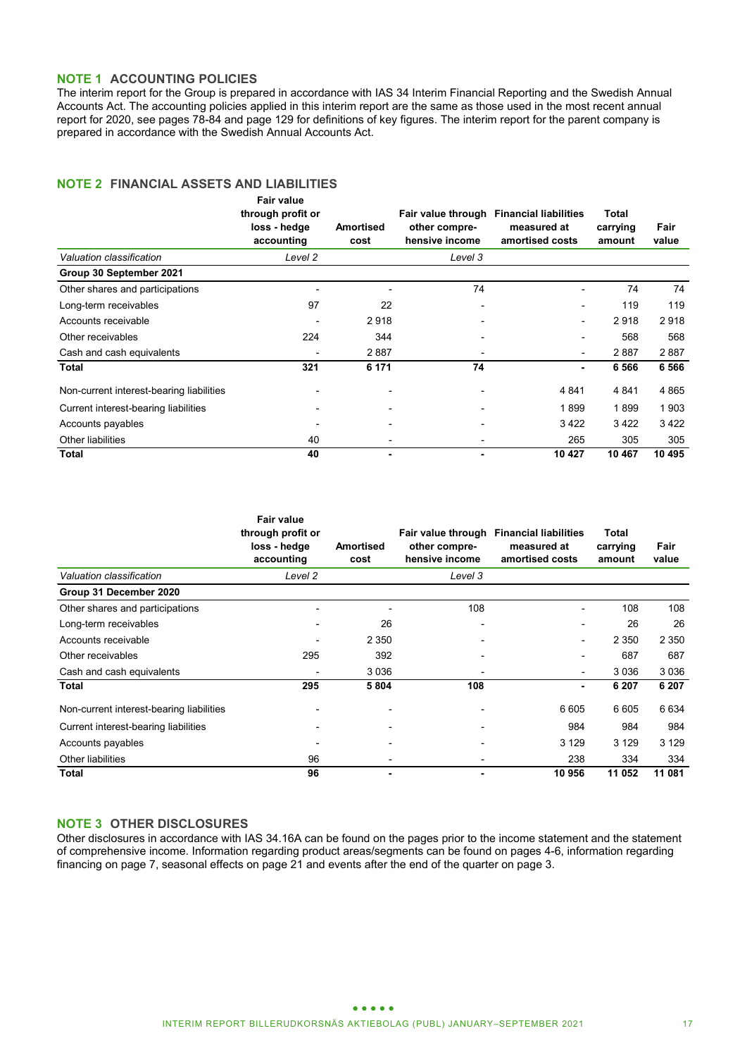## NOTE 1 ACCOUNTING POLICIES

The interim report for the Group is prepared in accordance with IAS 34 Interim Financial Reporting and the Swedish Annual Accounts Act. The accounting policies applied in this interim report are the same as those used in the most recent annual report for 2020, see pages 78-84 and page 129 for definitions of key figures. The interim report for the parent company is prepared in accordance with the Swedish Annual Accounts Act.

## NOTE 2 FINANCIAL ASSETS AND LIABILITIES

| | Fair value through profit or loss - hedge accounting | Amortised cost | Fair value through other compre-hensive income | Financial liabilities measured at amortised costs | Total carrying amount | Fair value |
|---|---|---|---|---|---|---|
| *Valuation classification* | *Level 2* | | *Level 3* | | | |
| **Group 30 September 2021** | | | | | | |
| Other shares and participations | - | - | 74 | - | 74 | 74 |
| Long-term receivables | 97 | 22 | - | - | 119 | 119 |
| Accounts receivable | - | 2 918 | - | - | 2 918 | 2 918 |
| Other receivables | 224 | 344 | - | - | 568 | 568 |
| Cash and cash equivalents | - | 2 887 | - | - | 2 887 | 2 887 |
| **Total** | **321** | **6 171** | **74** | **-** | **6 566** | **6 566** |
| Non-current interest-bearing liabilities | - | - | - | 4 841 | 4 841 | 4 865 |
| Current interest-bearing liabilities | - | - | - | 1 899 | 1 899 | 1 903 |
| Accounts payables | - | - | - | 3 422 | 3 422 | 3 422 |
| Other liabilities | 40 | - | - | 265 | 305 | 305 |
| **Total** | **40** | **-** | **-** | **10 427** | **10 467** | **10 495** |

| | Fair value through profit or loss - hedge accounting | Amortised cost | Fair value through other compre-hensive income | Financial liabilities measured at amortised costs | Total carrying amount | Fair value |
|---|---|---|---|---|---|---|
| *Valuation classification* | *Level 2* | | *Level 3* | | | |
| **Group 31 December 2020** | | | | | | |
| Other shares and participations | - | - | 108 | - | 108 | 108 |
| Long-term receivables | - | 26 | - | - | 26 | 26 |
| Accounts receivable | - | 2 350 | - | - | 2 350 | 2 350 |
| Other receivables | 295 | 392 | - | - | 687 | 687 |
| Cash and cash equivalents | - | 3 036 | - | - | 3 036 | 3 036 |
| **Total** | **295** | **5 804** | **108** | **-** | **6 207** | **6 207** |
| Non-current interest-bearing liabilities | - | - | - | 6 605 | 6 605 | 6 634 |
| Current interest-bearing liabilities | - | - | - | 984 | 984 | 984 |
| Accounts payables | - | - | - | 3 129 | 3 129 | 3 129 |
| Other liabilities | 96 | - | - | 238 | 334 | 334 |
| **Total** | **96** | **-** | **-** | **10 956** | **11 052** | **11 081** |

## NOTE 3 OTHER DISCLOSURES

Other disclosures in accordance with IAS 34.16A can be found on the pages prior to the income statement and the statement of comprehensive income. Information regarding product areas/segments can be found on pages 4-6, information regarding financing on page 7, seasonal effects on page 21 and events after the end of the quarter on page 3.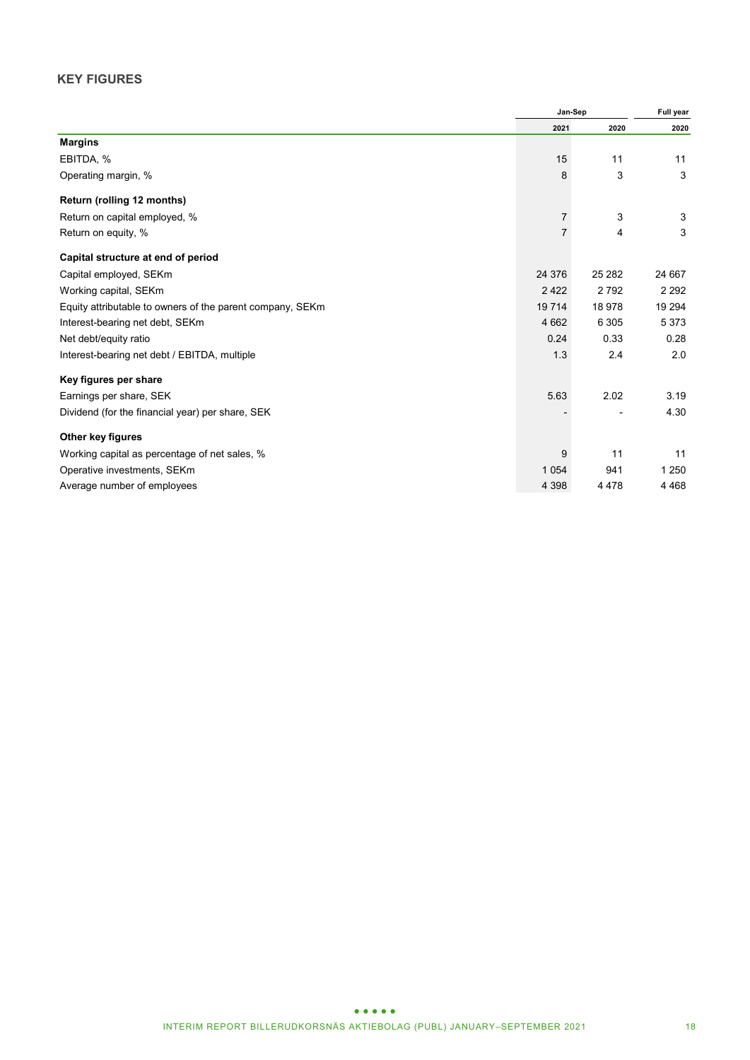## KEY FIGURES

| | Jan-Sep | | Full year |
|---|---|---|---|
| | 2021 | 2020 | 2020 |
| **Margins** | | | |
| EBITDA, % | 15 | 11 | 11 |
| Operating margin, % | 8 | 3 | 3 |
| **Return (rolling 12 months)** | | | |
| Return on capital employed, % | 7 | 3 | 3 |
| Return on equity, % | 7 | 4 | 3 |
| **Capital structure at end of period** | | | |
| Capital employed, SEKm | 24 376 | 25 282 | 24 667 |
| Working capital, SEKm | 2 422 | 2 792 | 2 292 |
| Equity attributable to owners of the parent company, SEKm | 19 714 | 18 978 | 19 294 |
| Interest-bearing net debt, SEKm | 4 662 | 6 305 | 5 373 |
| Net debt/equity ratio | 0.24 | 0.33 | 0.28 |
| Interest-bearing net debt / EBITDA, multiple | 1.3 | 2.4 | 2.0 |
| **Key figures per share** | | | |
| Earnings per share, SEK | 5.63 | 2.02 | 3.19 |
| Dividend (for the financial year) per share, SEK | - | - | 4.30 |
| **Other key figures** | | | |
| Working capital as percentage of net sales, % | 9 | 11 | 11 |
| Operative investments, SEKm | 1 054 | 941 | 1 250 |
| Average number of employees | 4 398 | 4 478 | 4 468 |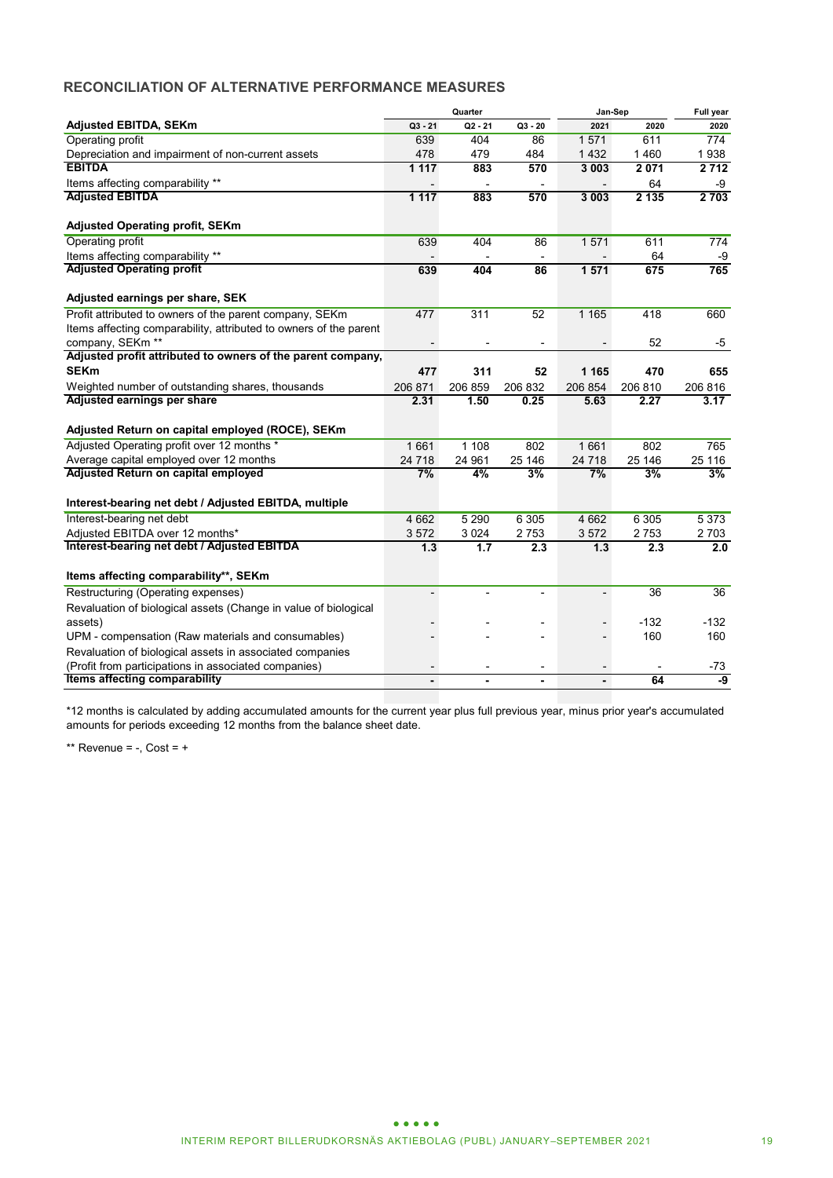## RECONCILIATION OF ALTERNATIVE PERFORMANCE MEASURES

| | Quarter | | | Jan-Sep | | Full year |
|---|---|---|---|---|---|---|
| **Adjusted EBITDA, SEKm** | Q3 - 21 | Q2 - 21 | Q3 - 20 | 2021 | 2020 | 2020 |
| Operating profit | 639 | 404 | 86 | 1 571 | 611 | 774 |
| Depreciation and impairment of non-current assets | 478 | 479 | 484 | 1 432 | 1 460 | 1 938 |
| **EBITDA** | **1 117** | **883** | **570** | **3 003** | **2 071** | **2 712** |
| Items affecting comparability ** | - | - | - | - | 64 | -9 |
| **Adjusted EBITDA** | **1 117** | **883** | **570** | **3 003** | **2 135** | **2 703** |
| | | | | | | |
| **Adjusted Operating profit, SEKm** | | | | | | |
| Operating profit | 639 | 404 | 86 | 1 571 | 611 | 774 |
| Items affecting comparability ** | - | - | - | - | 64 | -9 |
| **Adjusted Operating profit** | **639** | **404** | **86** | **1 571** | **675** | **765** |
| | | | | | | |
| **Adjusted earnings per share, SEK** | | | | | | |
| Profit attributed to owners of the parent company, SEKm | 477 | 311 | 52 | 1 165 | 418 | 660 |
| Items affecting comparability, attributed to owners of the parent company, SEKm ** | - | - | - | - | 52 | -5 |
| **Adjusted profit attributed to owners of the parent company, SEKm** | **477** | **311** | **52** | **1 165** | **470** | **655** |
| Weighted number of outstanding shares, thousands | 206 871 | 206 859 | 206 832 | 206 854 | 206 810 | 206 816 |
| **Adjusted earnings per share** | **2.31** | **1.50** | **0.25** | **5.63** | **2.27** | **3.17** |
| | | | | | | |
| **Adjusted Return on capital employed (ROCE), SEKm** | | | | | | |
| Adjusted Operating profit over 12 months * | 1 661 | 1 108 | 802 | 1 661 | 802 | 765 |
| Average capital employed over 12 months | 24 718 | 24 961 | 25 146 | 24 718 | 25 146 | 25 116 |
| **Adjusted Return on capital employed** | **7%** | **4%** | **3%** | **7%** | **3%** | **3%** |
| | | | | | | |
| **Interest-bearing net debt / Adjusted EBITDA, multiple** | | | | | | |
| Interest-bearing net debt | 4 662 | 5 290 | 6 305 | 4 662 | 6 305 | 5 373 |
| Adjusted EBITDA over 12 months* | 3 572 | 3 024 | 2 753 | 3 572 | 2 753 | 2 703 |
| **Interest-bearing net debt / Adjusted EBITDA** | **1.3** | **1.7** | **2.3** | **1.3** | **2.3** | **2.0** |
| | | | | | | |
| **Items affecting comparability**, SEKm** | | | | | | |
| Restructuring (Operating expenses) | - | - | - | - | 36 | 36 |
| Revaluation of biological assets (Change in value of biological assets) | - | - | - | - | -132 | -132 |
| UPM - compensation (Raw materials and consumables) | - | - | - | - | 160 | 160 |
| Revaluation of biological assets in associated companies (Profit from participations in associated companies) | - | - | - | - | - | -73 |
| **Items affecting comparability** | **-** | **-** | **-** | **-** | **64** | **-9** |

*12 months is calculated by adding accumulated amounts for the current year plus full previous year, minus prior year's accumulated amounts for periods exceeding 12 months from the balance sheet date.

** Revenue = -, Cost = +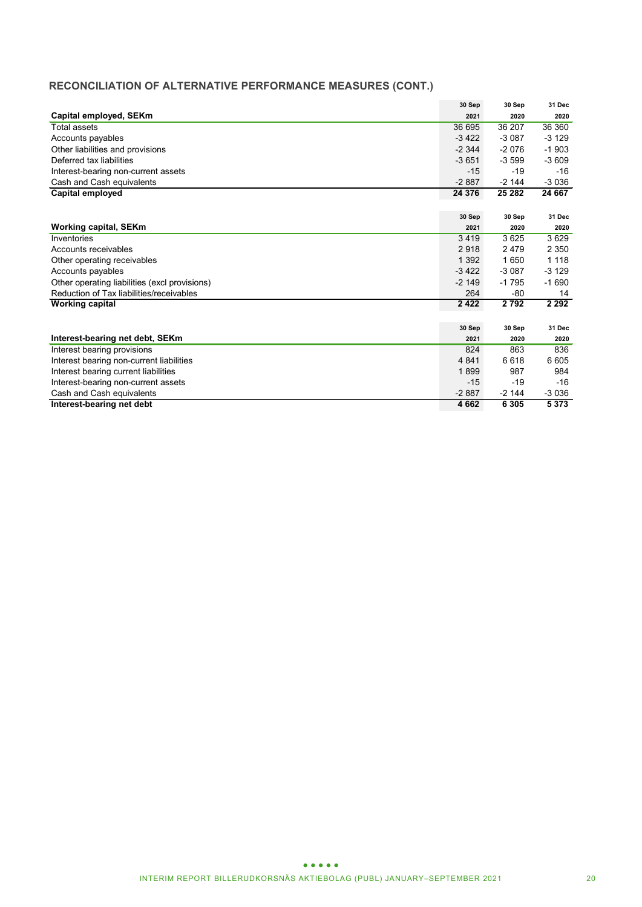## RECONCILIATION OF ALTERNATIVE PERFORMANCE MEASURES (CONT.)

| Capital employed, SEKm | 30 Sep 2021 | 30 Sep 2020 | 31 Dec 2020 |
|---|---|---|---|
| Total assets | 36 695 | 36 207 | 36 360 |
| Accounts payables | -3 422 | -3 087 | -3 129 |
| Other liabilities and provisions | -2 344 | -2 076 | -1 903 |
| Deferred tax liabilities | -3 651 | -3 599 | -3 609 |
| Interest-bearing non-current assets | -15 | -19 | -16 |
| Cash and Cash equivalents | -2 887 | -2 144 | -3 036 |
| **Capital employed** | **24 376** | **25 282** | **24 667** |

| Working capital, SEKm | 30 Sep 2021 | 30 Sep 2020 | 31 Dec 2020 |
|---|---|---|---|
| Inventories | 3 419 | 3 625 | 3 629 |
| Accounts receivables | 2 918 | 2 479 | 2 350 |
| Other operating receivables | 1 392 | 1 650 | 1 118 |
| Accounts payables | -3 422 | -3 087 | -3 129 |
| Other operating liabilities (excl provisions) | -2 149 | -1 795 | -1 690 |
| Reduction of Tax liabilities/receivables | 264 | -80 | 14 |
| **Working capital** | **2 422** | **2 792** | **2 292** |

| Interest-bearing net debt, SEKm | 30 Sep 2021 | 30 Sep 2020 | 31 Dec 2020 |
|---|---|---|---|
| Interest bearing provisions | 824 | 863 | 836 |
| Interest bearing non-current liabilities | 4 841 | 6 618 | 6 605 |
| Interest bearing current liabilities | 1 899 | 987 | 984 |
| Interest-bearing non-current assets | -15 | -19 | -16 |
| Cash and Cash equivalents | -2 887 | -2 144 | -3 036 |
| **Interest-bearing net debt** | **4 662** | **6 305** | **5 373** |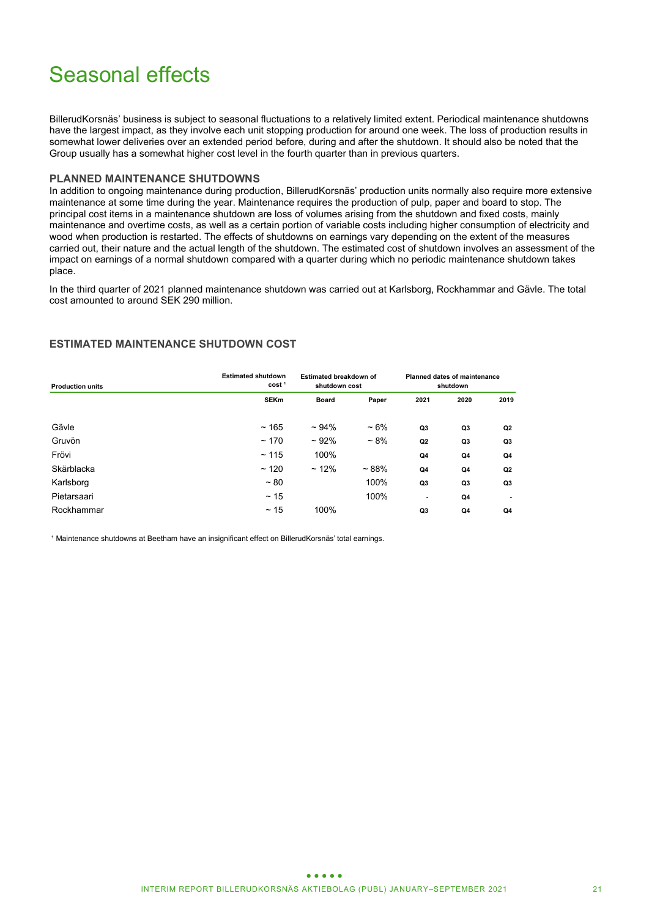# Seasonal effects

BillerudKorsnäs' business is subject to seasonal fluctuations to a relatively limited extent. Periodical maintenance shutdowns have the largest impact, as they involve each unit stopping production for around one week. The loss of production results in somewhat lower deliveries over an extended period before, during and after the shutdown. It should also be noted that the Group usually has a somewhat higher cost level in the fourth quarter than in previous quarters.

### PLANNED MAINTENANCE SHUTDOWNS

In addition to ongoing maintenance during production, BillerudKorsnäs' production units normally also require more extensive maintenance at some time during the year. Maintenance requires the production of pulp, paper and board to stop. The principal cost items in a maintenance shutdown are loss of volumes arising from the shutdown and fixed costs, mainly maintenance and overtime costs, as well as a certain portion of variable costs including higher consumption of electricity and wood when production is restarted. The effects of shutdowns on earnings vary depending on the extent of the measures carried out, their nature and the actual length of the shutdown. The estimated cost of shutdown involves an assessment of the impact on earnings of a normal shutdown compared with a quarter during which no periodic maintenance shutdown takes place.

In the third quarter of 2021 planned maintenance shutdown was carried out at Karlsborg, Rockhammar and Gävle. The total cost amounted to around SEK 290 million.

### ESTIMATED MAINTENANCE SHUTDOWN COST

| Production units | Estimated shutdown cost [1] | Estimated breakdown of shutdown cost | | Planned dates of maintenance shutdown | | |
|---|---|---|---|---|---|---|
| | SEKm | Board | Paper | 2021 | 2020 | 2019 |
| Gävle | ~ 165 | ~ 94% | ~ 6% | Q3 | Q3 | Q2 |
| Gruvön | ~ 170 | ~ 92% | ~ 8% | Q2 | Q3 | Q3 |
| Frövi | ~ 115 | 100% | | Q4 | Q4 | Q4 |
| Skärblacka | ~ 120 | ~ 12% | ~ 88% | Q4 | Q4 | Q2 |
| Karlsborg | ~ 80 | | 100% | Q3 | Q3 | Q3 |
| Pietarsaari | ~ 15 | | 100% | - | Q4 | - |
| Rockhammar | ~ 15 | 100% | | Q3 | Q4 | Q4 |

[1] Maintenance shutdowns at Beetham have an insignificant effect on BillerudKorsnäs' total earnings.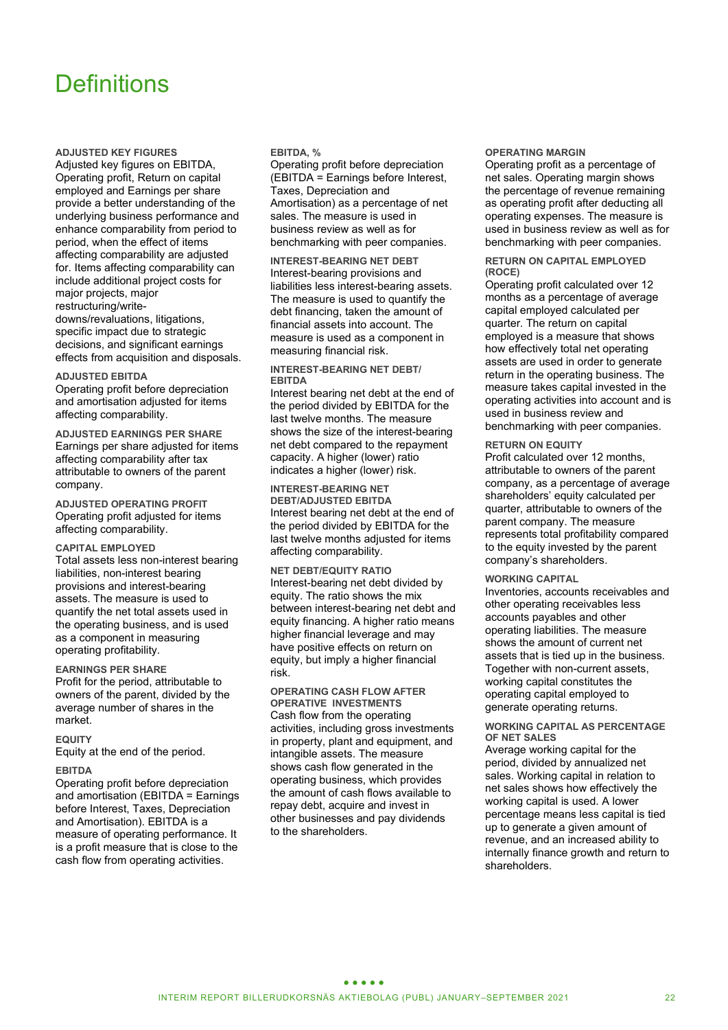# Definitions

### ADJUSTED KEY FIGURES

Adjusted key figures on EBITDA, Operating profit, Return on capital employed and Earnings per share provide a better understanding of the underlying business performance and enhance comparability from period to period, when the effect of items affecting comparability are adjusted for. Items affecting comparability can include additional project costs for major projects, major restructuring/write-downs/revaluations, litigations, specific impact due to strategic decisions, and significant earnings effects from acquisition and disposals.

### ADJUSTED EBITDA

Operating profit before depreciation and amortisation adjusted for items affecting comparability.

### ADJUSTED EARNINGS PER SHARE

Earnings per share adjusted for items affecting comparability after tax attributable to owners of the parent company.

### ADJUSTED OPERATING PROFIT

Operating profit adjusted for items affecting comparability.

### CAPITAL EMPLOYED

Total assets less non-interest bearing liabilities, non-interest bearing provisions and interest-bearing assets. The measure is used to quantify the net total assets used in the operating business, and is used as a component in measuring operating profitability.

### EARNINGS PER SHARE

Profit for the period, attributable to owners of the parent, divided by the average number of shares in the market.

### EQUITY

Equity at the end of the period.

### EBITDA

Operating profit before depreciation and amortisation (EBITDA = Earnings before Interest, Taxes, Depreciation and Amortisation). EBITDA is a measure of operating performance. It is a profit measure that is close to the cash flow from operating activities.

### EBITDA, %

Operating profit before depreciation (EBITDA = Earnings before Interest, Taxes, Depreciation and Amortisation) as a percentage of net sales. The measure is used in business review as well as for benchmarking with peer companies.

### INTEREST-BEARING NET DEBT

Interest-bearing provisions and liabilities less interest-bearing assets. The measure is used to quantify the debt financing, taken the amount of financial assets into account. The measure is used as a component in measuring financial risk.

### INTEREST-BEARING NET DEBT/ EBITDA

Interest bearing net debt at the end of the period divided by EBITDA for the last twelve months. The measure shows the size of the interest-bearing net debt compared to the repayment capacity. A higher (lower) ratio indicates a higher (lower) risk.

### INTEREST-BEARING NET DEBT/ADJUSTED EBITDA

Interest bearing net debt at the end of the period divided by EBITDA for the last twelve months adjusted for items affecting comparability.

### NET DEBT/EQUITY RATIO

Interest-bearing net debt divided by equity. The ratio shows the mix between interest-bearing net debt and equity financing. A higher ratio means higher financial leverage and may have positive effects on return on equity, but imply a higher financial risk.

### OPERATING CASH FLOW AFTER OPERATIVE INVESTMENTS

Cash flow from the operating activities, including gross investments in property, plant and equipment, and intangible assets. The measure shows cash flow generated in the operating business, which provides the amount of cash flows available to repay debt, acquire and invest in other businesses and pay dividends to the shareholders.

### OPERATING MARGIN

Operating profit as a percentage of net sales. Operating margin shows the percentage of revenue remaining as operating profit after deducting all operating expenses. The measure is used in business review as well as for benchmarking with peer companies.

### RETURN ON CAPITAL EMPLOYED (ROCE)

Operating profit calculated over 12 months as a percentage of average capital employed calculated per quarter. The return on capital employed is a measure that shows how effectively total net operating assets are used in order to generate return in the operating business. The measure takes capital invested in the operating activities into account and is used in business review and benchmarking with peer companies.

### RETURN ON EQUITY

Profit calculated over 12 months, attributable to owners of the parent company, as a percentage of average shareholders' equity calculated per quarter, attributable to owners of the parent company. The measure represents total profitability compared to the equity invested by the parent company's shareholders.

### WORKING CAPITAL

Inventories, accounts receivables and other operating receivables less accounts payables and other operating liabilities. The measure shows the amount of current net assets that is tied up in the business. Together with non-current assets, working capital constitutes the operating capital employed to generate operating returns.

### WORKING CAPITAL AS PERCENTAGE OF NET SALES

Average working capital for the period, divided by annualized net sales. Working capital in relation to net sales shows how effectively the working capital is used. A lower percentage means less capital is tied up to generate a given amount of revenue, and an increased ability to internally finance growth and return to shareholders.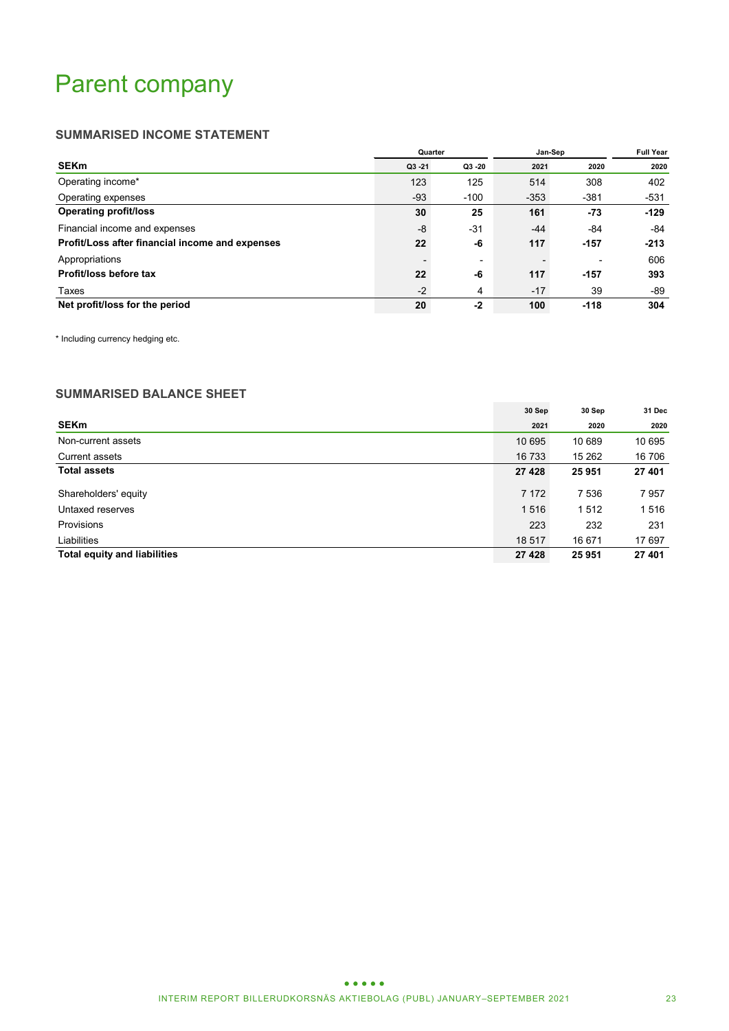# Parent company

## SUMMARISED INCOME STATEMENT

| | Quarter | | Jan-Sep | | Full Year |
|---|---|---|---|---|---|
| **SEKm** | **Q3 -21** | **Q3 -20** | **2021** | **2020** | **2020** |
| Operating income* | 123 | 125 | 514 | 308 | 402 |
| Operating expenses | -93 | -100 | -353 | -381 | -531 |
| **Operating profit/loss** | **30** | **25** | **161** | **-73** | **-129** |
| Financial income and expenses | -8 | -31 | -44 | -84 | -84 |
| **Profit/Loss after financial income and expenses** | **22** | **-6** | **117** | **-157** | **-213** |
| Appropriations | - | - | - | - | 606 |
| **Profit/loss before tax** | **22** | **-6** | **117** | **-157** | **393** |
| Taxes | -2 | 4 | -17 | 39 | -89 |
| **Net profit/loss for the period** | **20** | **-2** | **100** | **-118** | **304** |

\* Including currency hedging etc.

## SUMMARISED BALANCE SHEET

| **SEKm** | **30 Sep 2021** | **30 Sep 2020** | **31 Dec 2020** |
|---|---|---|---|
| Non-current assets | 10 695 | 10 689 | 10 695 |
| Current assets | 16 733 | 15 262 | 16 706 |
| **Total assets** | **27 428** | **25 951** | **27 401** |
| Shareholders' equity | 7 172 | 7 536 | 7 957 |
| Untaxed reserves | 1 516 | 1 512 | 1 516 |
| Provisions | 223 | 232 | 231 |
| Liabilities | 18 517 | 16 671 | 17 697 |
| **Total equity and liabilities** | **27 428** | **25 951** | **27 401** |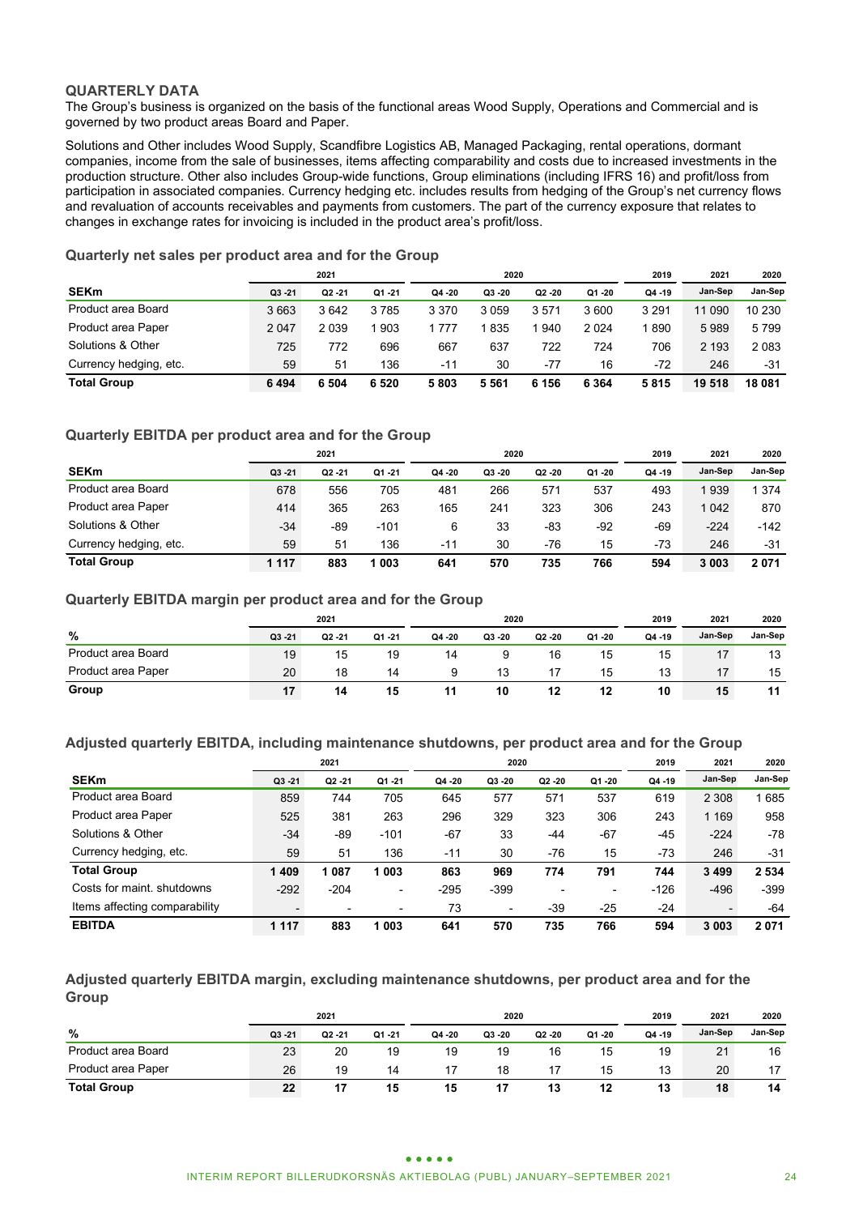## QUARTERLY DATA

The Group's business is organized on the basis of the functional areas Wood Supply, Operations and Commercial and is governed by two product areas Board and Paper.

Solutions and Other includes Wood Supply, Scandfibre Logistics AB, Managed Packaging, rental operations, dormant companies, income from the sale of businesses, items affecting comparability and costs due to increased investments in the production structure. Other also includes Group-wide functions, Group eliminations (including IFRS 16) and profit/loss from participation in associated companies. Currency hedging etc. includes results from hedging of the Group's net currency flows and revaluation of accounts receivables and payments from customers. The part of the currency exposure that relates to changes in exchange rates for invoicing is included in the product area's profit/loss.

### Quarterly net sales per product area and for the Group

| | 2021 | | | 2020 | | | | 2019 | 2021 | 2020 |
|---|---|---|---|---|---|---|---|---|---|---|
| **SEKm** | Q3 -21 | Q2 -21 | Q1 -21 | Q4 -20 | Q3 -20 | Q2 -20 | Q1 -20 | Q4 -19 | Jan-Sep | Jan-Sep |
| Product area Board | 3 663 | 3 642 | 3 785 | 3 370 | 3 059 | 3 571 | 3 600 | 3 291 | 11 090 | 10 230 |
| Product area Paper | 2 047 | 2 039 | 1 903 | 1 777 | 1 835 | 1 940 | 2 024 | 1 890 | 5 989 | 5 799 |
| Solutions & Other | 725 | 772 | 696 | 667 | 637 | 722 | 724 | 706 | 2 193 | 2 083 |
| Currency hedging, etc. | 59 | 51 | 136 | -11 | 30 | -77 | 16 | -72 | 246 | -31 |
| **Total Group** | **6 494** | **6 504** | **6 520** | **5 803** | **5 561** | **6 156** | **6 364** | **5 815** | **19 518** | **18 081** |

### Quarterly EBITDA per product area and for the Group

| | 2021 | | | 2020 | | | | 2019 | 2021 | 2020 |
|---|---|---|---|---|---|---|---|---|---|---|
| **SEKm** | Q3 -21 | Q2 -21 | Q1 -21 | Q4 -20 | Q3 -20 | Q2 -20 | Q1 -20 | Q4 -19 | Jan-Sep | Jan-Sep |
| Product area Board | 678 | 556 | 705 | 481 | 266 | 571 | 537 | 493 | 1 939 | 1 374 |
| Product area Paper | 414 | 365 | 263 | 165 | 241 | 323 | 306 | 243 | 1 042 | 870 |
| Solutions & Other | -34 | -89 | -101 | 6 | 33 | -83 | -92 | -69 | -224 | -142 |
| Currency hedging, etc. | 59 | 51 | 136 | -11 | 30 | -76 | 15 | -73 | 246 | -31 |
| **Total Group** | **1 117** | **883** | **1 003** | **641** | **570** | **735** | **766** | **594** | **3 003** | **2 071** |

### Quarterly EBITDA margin per product area and for the Group

| | 2021 | | | 2020 | | | | 2019 | 2021 | 2020 |
|---|---|---|---|---|---|---|---|---|---|---|
| **%** | Q3 -21 | Q2 -21 | Q1 -21 | Q4 -20 | Q3 -20 | Q2 -20 | Q1 -20 | Q4 -19 | Jan-Sep | Jan-Sep |
| Product area Board | 19 | 15 | 19 | 14 | 9 | 16 | 15 | 15 | 17 | 13 |
| Product area Paper | 20 | 18 | 14 | 9 | 13 | 17 | 15 | 13 | 17 | 15 |
| **Group** | **17** | **14** | **15** | **11** | **10** | **12** | **12** | **10** | **15** | **11** |

### Adjusted quarterly EBITDA, including maintenance shutdowns, per product area and for the Group

| | 2021 | | | 2020 | | | | 2019 | 2021 | 2020 |
|---|---|---|---|---|---|---|---|---|---|---|
| **SEKm** | Q3 -21 | Q2 -21 | Q1 -21 | Q4 -20 | Q3 -20 | Q2 -20 | Q1 -20 | Q4 -19 | Jan-Sep | Jan-Sep |
| Product area Board | 859 | 744 | 705 | 645 | 577 | 571 | 537 | 619 | 2 308 | 1 685 |
| Product area Paper | 525 | 381 | 263 | 296 | 329 | 323 | 306 | 243 | 1 169 | 958 |
| Solutions & Other | -34 | -89 | -101 | -67 | 33 | -44 | -67 | -45 | -224 | -78 |
| Currency hedging, etc. | 59 | 51 | 136 | -11 | 30 | -76 | 15 | -73 | 246 | -31 |
| **Total Group** | **1 409** | **1 087** | **1 003** | **863** | **969** | **774** | **791** | **744** | **3 499** | **2 534** |
| Costs for maint. shutdowns | -292 | -204 | - | -295 | -399 | - | - | -126 | -496 | -399 |
| Items affecting comparability | - | - | - | 73 | - | -39 | -25 | -24 | - | -64 |
| **EBITDA** | **1 117** | **883** | **1 003** | **641** | **570** | **735** | **766** | **594** | **3 003** | **2 071** |

### Adjusted quarterly EBITDA margin, excluding maintenance shutdowns, per product area and for the Group

| | 2021 | | | 2020 | | | | 2019 | 2021 | 2020 |
|---|---|---|---|---|---|---|---|---|---|---|
| **%** | Q3 -21 | Q2 -21 | Q1 -21 | Q4 -20 | Q3 -20 | Q2 -20 | Q1 -20 | Q4 -19 | Jan-Sep | Jan-Sep |
| Product area Board | 23 | 20 | 19 | 19 | 19 | 16 | 15 | 19 | 21 | 16 |
| Product area Paper | 26 | 19 | 14 | 17 | 18 | 17 | 15 | 13 | 20 | 17 |
| **Total Group** | **22** | **17** | **15** | **15** | **17** | **13** | **12** | **13** | **18** | **14** |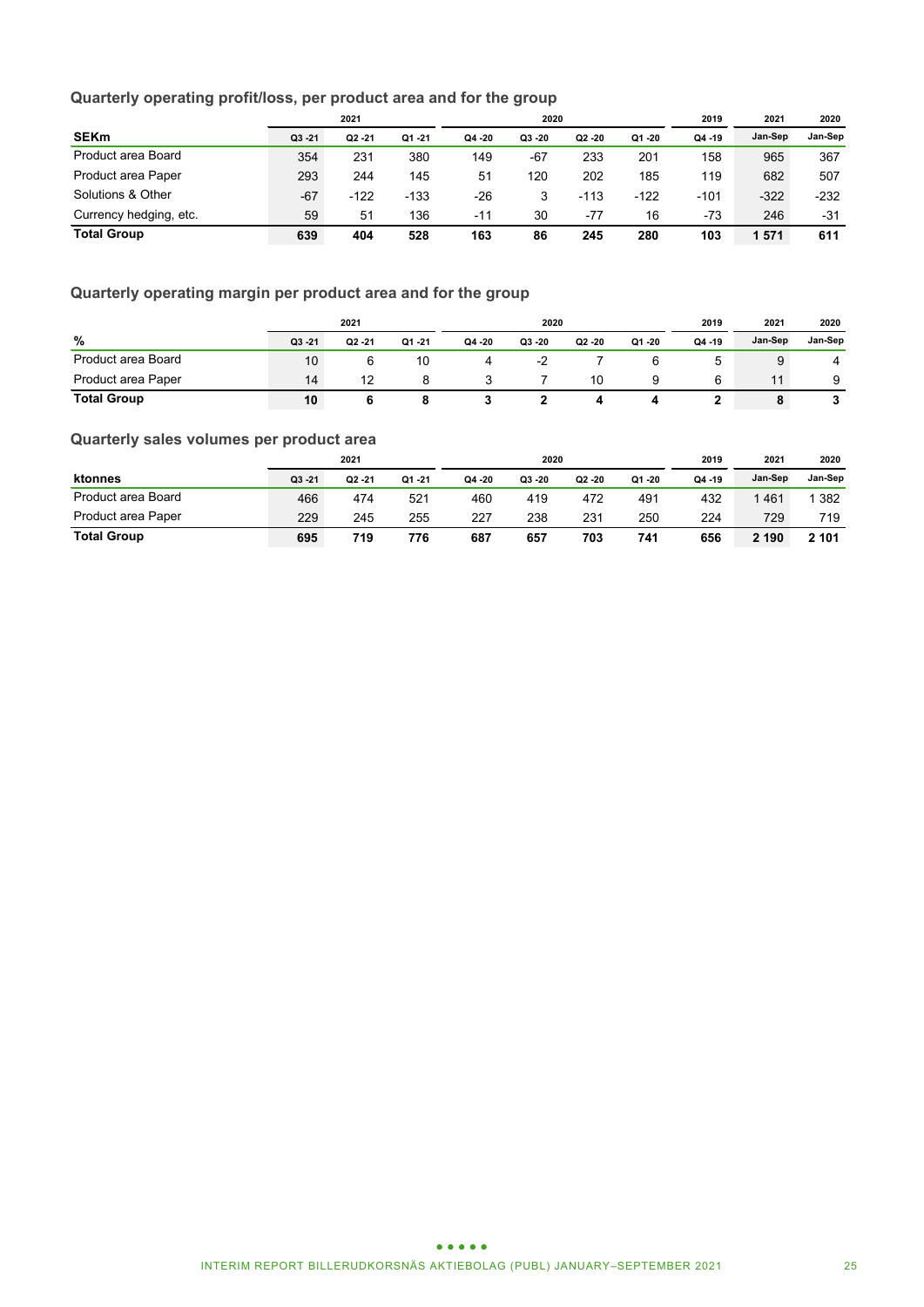### Quarterly operating profit/loss, per product area and for the group

| | 2021 | | | 2020 | | | | 2019 | 2021 | 2020 |
|---|---|---|---|---|---|---|---|---|---|---|
| **SEKm** | Q3 -21 | Q2 -21 | Q1 -21 | Q4 -20 | Q3 -20 | Q2 -20 | Q1 -20 | Q4 -19 | Jan-Sep | Jan-Sep |
| Product area Board | 354 | 231 | 380 | 149 | -67 | 233 | 201 | 158 | 965 | 367 |
| Product area Paper | 293 | 244 | 145 | 51 | 120 | 202 | 185 | 119 | 682 | 507 |
| Solutions & Other | -67 | -122 | -133 | -26 | 3 | -113 | -122 | -101 | -322 | -232 |
| Currency hedging, etc. | 59 | 51 | 136 | -11 | 30 | -77 | 16 | -73 | 246 | -31 |
| **Total Group** | **639** | **404** | **528** | **163** | **86** | **245** | **280** | **103** | **1 571** | **611** |

### Quarterly operating margin per product area and for the group

| | 2021 | | | 2020 | | | | 2019 | 2021 | 2020 |
|---|---|---|---|---|---|---|---|---|---|---|
| **%** | Q3 -21 | Q2 -21 | Q1 -21 | Q4 -20 | Q3 -20 | Q2 -20 | Q1 -20 | Q4 -19 | Jan-Sep | Jan-Sep |
| Product area Board | 10 | 6 | 10 | 4 | -2 | 7 | 6 | 5 | 9 | 4 |
| Product area Paper | 14 | 12 | 8 | 3 | 7 | 10 | 9 | 6 | 11 | 9 |
| **Total Group** | **10** | **6** | **8** | **3** | **2** | **4** | **4** | **2** | **8** | **3** |

### Quarterly sales volumes per product area

| | 2021 | | | 2020 | | | | 2019 | 2021 | 2020 |
|---|---|---|---|---|---|---|---|---|---|---|
| **ktonnes** | Q3 -21 | Q2 -21 | Q1 -21 | Q4 -20 | Q3 -20 | Q2 -20 | Q1 -20 | Q4 -19 | Jan-Sep | Jan-Sep |
| Product area Board | 466 | 474 | 521 | 460 | 419 | 472 | 491 | 432 | 1 461 | 1 382 |
| Product area Paper | 229 | 245 | 255 | 227 | 238 | 231 | 250 | 224 | 729 | 719 |
| **Total Group** | **695** | **719** | **776** | **687** | **657** | **703** | **741** | **656** | **2 190** | **2 101** |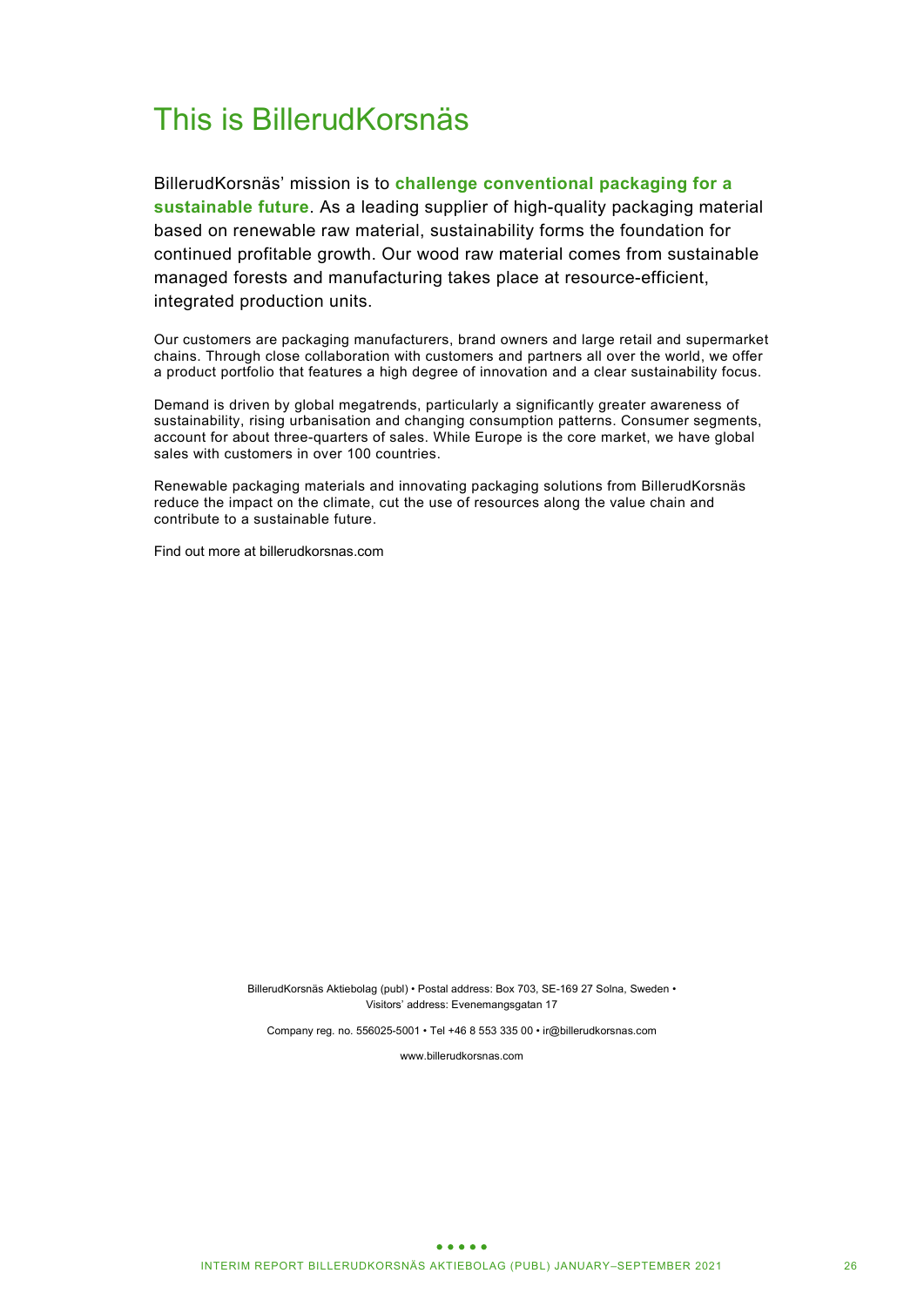# This is BillerudKorsnäs

BillerudKorsnäs' mission is to **challenge conventional packaging for a sustainable future**. As a leading supplier of high-quality packaging material based on renewable raw material, sustainability forms the foundation for continued profitable growth. Our wood raw material comes from sustainable managed forests and manufacturing takes place at resource-efficient, integrated production units.

Our customers are packaging manufacturers, brand owners and large retail and supermarket chains. Through close collaboration with customers and partners all over the world, we offer a product portfolio that features a high degree of innovation and a clear sustainability focus.

Demand is driven by global megatrends, particularly a significantly greater awareness of sustainability, rising urbanisation and changing consumption patterns. Consumer segments, account for about three-quarters of sales. While Europe is the core market, we have global sales with customers in over 100 countries.

Renewable packaging materials and innovating packaging solutions from BillerudKorsnäs reduce the impact on the climate, cut the use of resources along the value chain and contribute to a sustainable future.

Find out more at billerudkorsnas.com

BillerudKorsnäs Aktiebolag (publ) • Postal address: Box 703, SE-169 27 Solna, Sweden • Visitors' address: Evenemangsgatan 17

Company reg. no. 556025-5001 • Tel +46 8 553 335 00 • ir@billerudkorsnas.com

www.billerudkorsnas.com